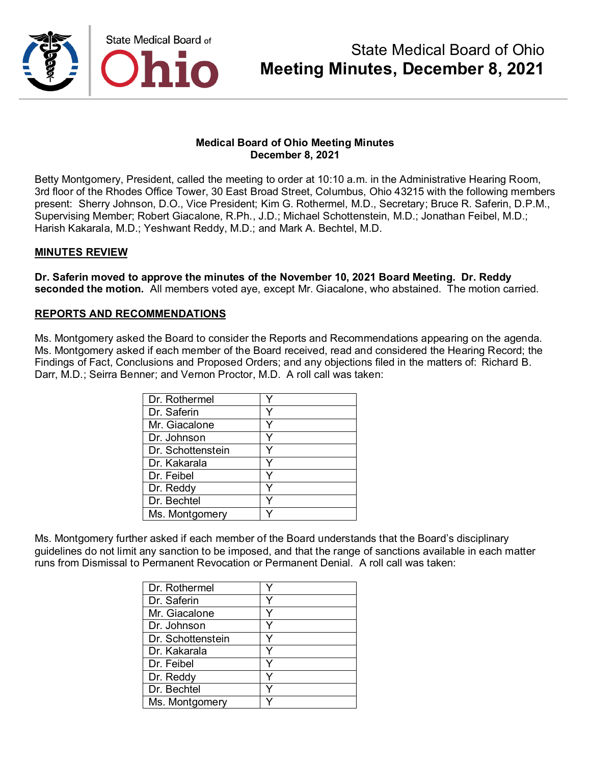# State Medical Board of Ohio
# Meeting Minutes, December 8, 2021

**Medical Board of Ohio Meeting Minutes**
**December 8, 2021**

Betty Montgomery, President, called the meeting to order at 10:10 a.m. in the Administrative Hearing Room, 3rd floor of the Rhodes Office Tower, 30 East Broad Street, Columbus, Ohio 43215 with the following members present: Sherry Johnson, D.O., Vice President; Kim G. Rothermel, M.D., Secretary; Bruce R. Saferin, D.P.M., Supervising Member; Robert Giacalone, R.Ph., J.D.; Michael Schottenstein, M.D.; Jonathan Feibel, M.D.; Harish Kakarala, M.D.; Yeshwant Reddy, M.D.; and Mark A. Bechtel, M.D.

## MINUTES REVIEW

**Dr. Saferin moved to approve the minutes of the November 10, 2021 Board Meeting. Dr. Reddy seconded the motion.** All members voted aye, except Mr. Giacalone, who abstained. The motion carried.

## REPORTS AND RECOMMENDATIONS

Ms. Montgomery asked the Board to consider the Reports and Recommendations appearing on the agenda. Ms. Montgomery asked if each member of the Board received, read and considered the Hearing Record; the Findings of Fact, Conclusions and Proposed Orders; and any objections filed in the matters of: Richard B. Darr, M.D.; Seirra Benner; and Vernon Proctor, M.D. A roll call was taken:

| | |
|---|---|
| Dr. Rothermel | Y |
| Dr. Saferin | Y |
| Mr. Giacalone | Y |
| Dr. Johnson | Y |
| Dr. Schottenstein | Y |
| Dr. Kakarala | Y |
| Dr. Feibel | Y |
| Dr. Reddy | Y |
| Dr. Bechtel | Y |
| Ms. Montgomery | Y |

Ms. Montgomery further asked if each member of the Board understands that the Board's disciplinary guidelines do not limit any sanction to be imposed, and that the range of sanctions available in each matter runs from Dismissal to Permanent Revocation or Permanent Denial. A roll call was taken:

| | |
|---|---|
| Dr. Rothermel | Y |
| Dr. Saferin | Y |
| Mr. Giacalone | Y |
| Dr. Johnson | Y |
| Dr. Schottenstein | Y |
| Dr. Kakarala | Y |
| Dr. Feibel | Y |
| Dr. Reddy | Y |
| Dr. Bechtel | Y |
| Ms. Montgomery | Y |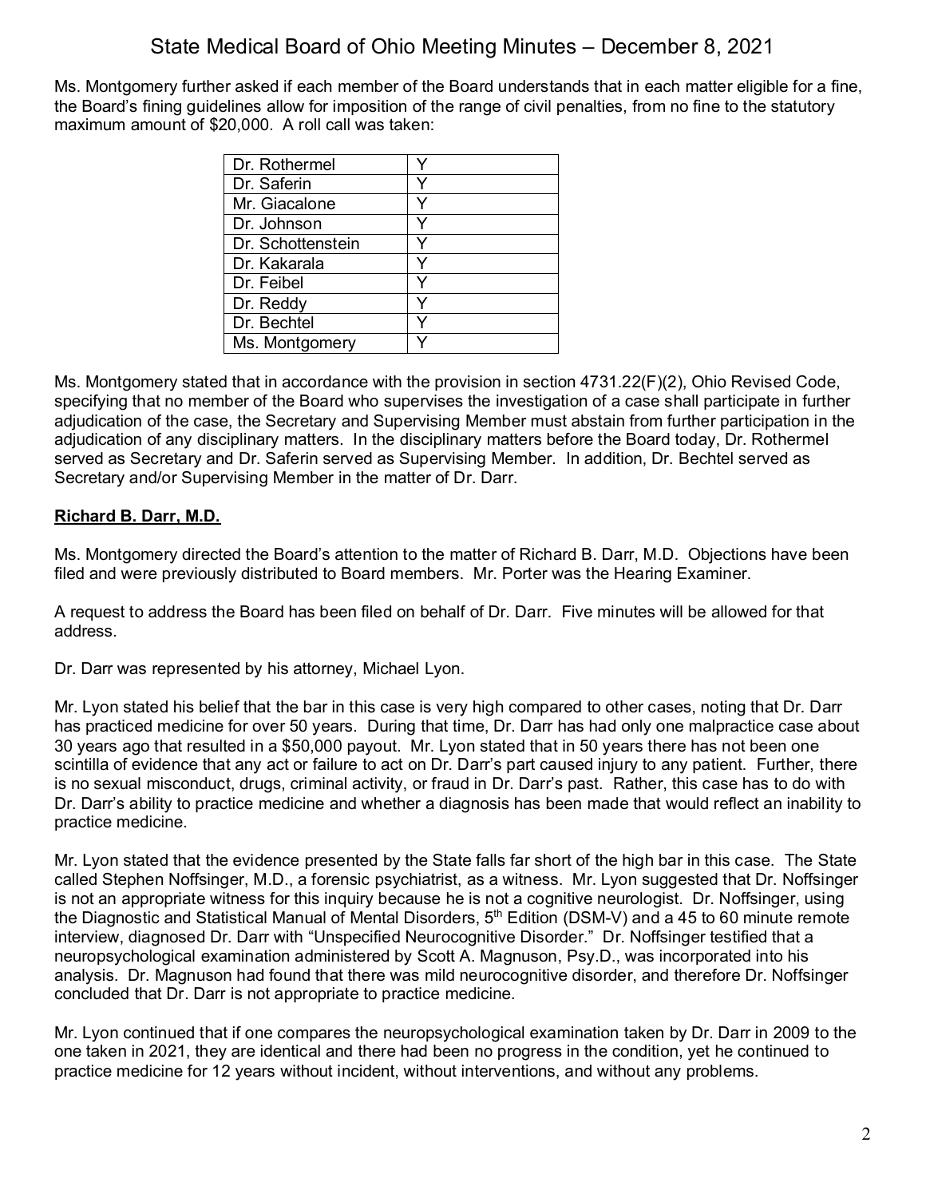Ms. Montgomery further asked if each member of the Board understands that in each matter eligible for a fine, the Board's fining guidelines allow for imposition of the range of civil penalties, from no fine to the statutory maximum amount of $20,000. A roll call was taken:

| | |
|---|---|
| Dr. Rothermel | Y |
| Dr. Saferin | Y |
| Mr. Giacalone | Y |
| Dr. Johnson | Y |
| Dr. Schottenstein | Y |
| Dr. Kakarala | Y |
| Dr. Feibel | Y |
| Dr. Reddy | Y |
| Dr. Bechtel | Y |
| Ms. Montgomery | Y |

Ms. Montgomery stated that in accordance with the provision in section 4731.22(F)(2), Ohio Revised Code, specifying that no member of the Board who supervises the investigation of a case shall participate in further adjudication of the case, the Secretary and Supervising Member must abstain from further participation in the adjudication of any disciplinary matters. In the disciplinary matters before the Board today, Dr. Rothermel served as Secretary and Dr. Saferin served as Supervising Member. In addition, Dr. Bechtel served as Secretary and/or Supervising Member in the matter of Dr. Darr.

**Richard B. Darr, M.D.**

Ms. Montgomery directed the Board's attention to the matter of Richard B. Darr, M.D. Objections have been filed and were previously distributed to Board members. Mr. Porter was the Hearing Examiner.

A request to address the Board has been filed on behalf of Dr. Darr. Five minutes will be allowed for that address.

Dr. Darr was represented by his attorney, Michael Lyon.

Mr. Lyon stated his belief that the bar in this case is very high compared to other cases, noting that Dr. Darr has practiced medicine for over 50 years. During that time, Dr. Darr has had only one malpractice case about 30 years ago that resulted in a $50,000 payout. Mr. Lyon stated that in 50 years there has not been one scintilla of evidence that any act or failure to act on Dr. Darr's part caused injury to any patient. Further, there is no sexual misconduct, drugs, criminal activity, or fraud in Dr. Darr's past. Rather, this case has to do with Dr. Darr's ability to practice medicine and whether a diagnosis has been made that would reflect an inability to practice medicine.

Mr. Lyon stated that the evidence presented by the State falls far short of the high bar in this case. The State called Stephen Noffsinger, M.D., a forensic psychiatrist, as a witness. Mr. Lyon suggested that Dr. Noffsinger is not an appropriate witness for this inquiry because he is not a cognitive neurologist. Dr. Noffsinger, using the Diagnostic and Statistical Manual of Mental Disorders, 5th Edition (DSM-V) and a 45 to 60 minute remote interview, diagnosed Dr. Darr with "Unspecified Neurocognitive Disorder." Dr. Noffsinger testified that a neuropsychological examination administered by Scott A. Magnuson, Psy.D., was incorporated into his analysis. Dr. Magnuson had found that there was mild neurocognitive disorder, and therefore Dr. Noffsinger concluded that Dr. Darr is not appropriate to practice medicine.

Mr. Lyon continued that if one compares the neuropsychological examination taken by Dr. Darr in 2009 to the one taken in 2021, they are identical and there had been no progress in the condition, yet he continued to practice medicine for 12 years without incident, without interventions, and without any problems.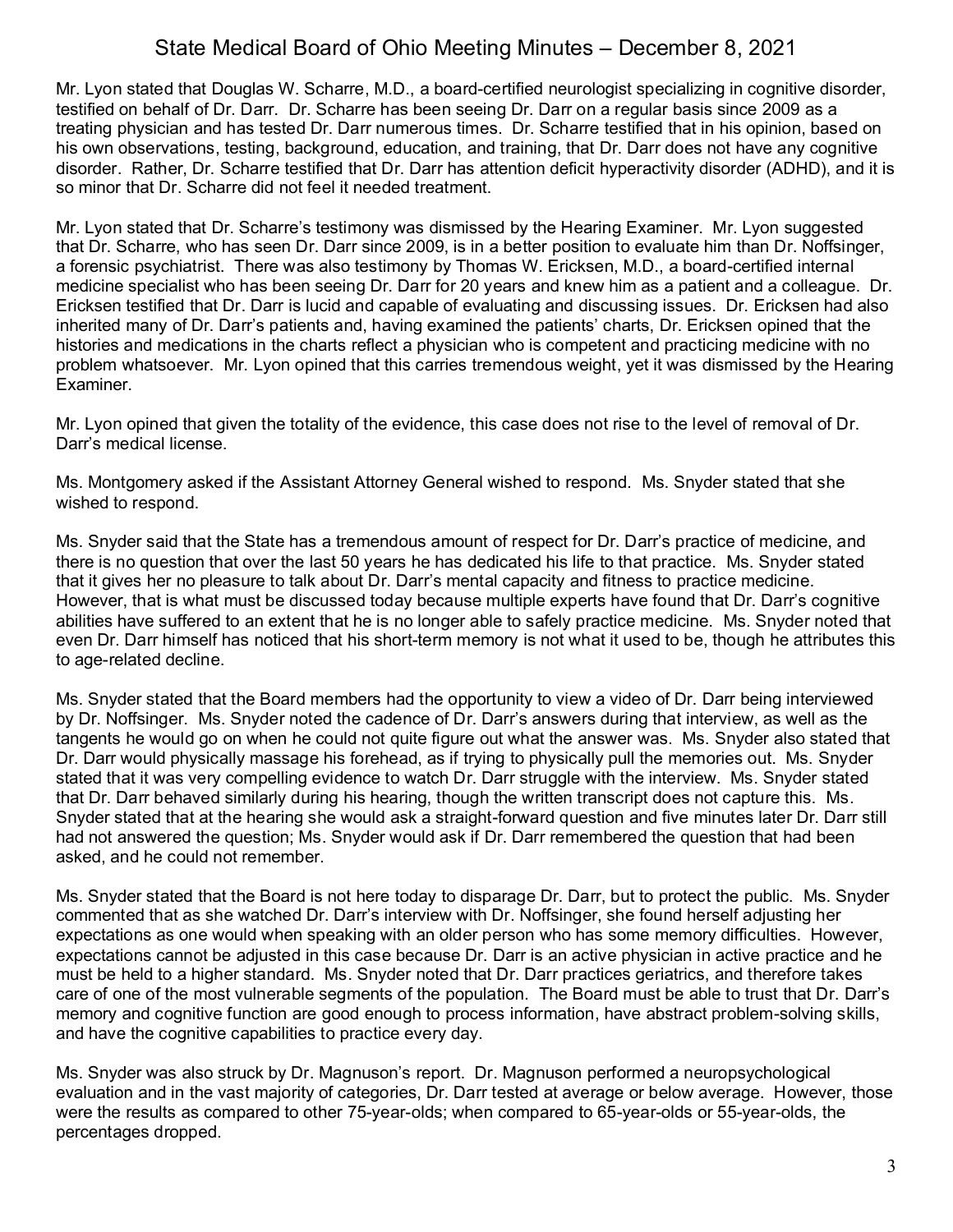Mr. Lyon stated that Douglas W. Scharre, M.D., a board-certified neurologist specializing in cognitive disorder, testified on behalf of Dr. Darr. Dr. Scharre has been seeing Dr. Darr on a regular basis since 2009 as a treating physician and has tested Dr. Darr numerous times. Dr. Scharre testified that in his opinion, based on his own observations, testing, background, education, and training, that Dr. Darr does not have any cognitive disorder. Rather, Dr. Scharre testified that Dr. Darr has attention deficit hyperactivity disorder (ADHD), and it is so minor that Dr. Scharre did not feel it needed treatment.

Mr. Lyon stated that Dr. Scharre's testimony was dismissed by the Hearing Examiner. Mr. Lyon suggested that Dr. Scharre, who has seen Dr. Darr since 2009, is in a better position to evaluate him than Dr. Noffsinger, a forensic psychiatrist. There was also testimony by Thomas W. Ericksen, M.D., a board-certified internal medicine specialist who has been seeing Dr. Darr for 20 years and knew him as a patient and a colleague. Dr. Ericksen testified that Dr. Darr is lucid and capable of evaluating and discussing issues. Dr. Ericksen had also inherited many of Dr. Darr's patients and, having examined the patients' charts, Dr. Ericksen opined that the histories and medications in the charts reflect a physician who is competent and practicing medicine with no problem whatsoever. Mr. Lyon opined that this carries tremendous weight, yet it was dismissed by the Hearing Examiner.

Mr. Lyon opined that given the totality of the evidence, this case does not rise to the level of removal of Dr. Darr's medical license.

Ms. Montgomery asked if the Assistant Attorney General wished to respond. Ms. Snyder stated that she wished to respond.

Ms. Snyder said that the State has a tremendous amount of respect for Dr. Darr's practice of medicine, and there is no question that over the last 50 years he has dedicated his life to that practice. Ms. Snyder stated that it gives her no pleasure to talk about Dr. Darr's mental capacity and fitness to practice medicine. However, that is what must be discussed today because multiple experts have found that Dr. Darr's cognitive abilities have suffered to an extent that he is no longer able to safely practice medicine. Ms. Snyder noted that even Dr. Darr himself has noticed that his short-term memory is not what it used to be, though he attributes this to age-related decline.

Ms. Snyder stated that the Board members had the opportunity to view a video of Dr. Darr being interviewed by Dr. Noffsinger. Ms. Snyder noted the cadence of Dr. Darr's answers during that interview, as well as the tangents he would go on when he could not quite figure out what the answer was. Ms. Snyder also stated that Dr. Darr would physically massage his forehead, as if trying to physically pull the memories out. Ms. Snyder stated that it was very compelling evidence to watch Dr. Darr struggle with the interview. Ms. Snyder stated that Dr. Darr behaved similarly during his hearing, though the written transcript does not capture this. Ms. Snyder stated that at the hearing she would ask a straight-forward question and five minutes later Dr. Darr still had not answered the question; Ms. Snyder would ask if Dr. Darr remembered the question that had been asked, and he could not remember.

Ms. Snyder stated that the Board is not here today to disparage Dr. Darr, but to protect the public. Ms. Snyder commented that as she watched Dr. Darr's interview with Dr. Noffsinger, she found herself adjusting her expectations as one would when speaking with an older person who has some memory difficulties. However, expectations cannot be adjusted in this case because Dr. Darr is an active physician in active practice and he must be held to a higher standard. Ms. Snyder noted that Dr. Darr practices geriatrics, and therefore takes care of one of the most vulnerable segments of the population. The Board must be able to trust that Dr. Darr's memory and cognitive function are good enough to process information, have abstract problem-solving skills, and have the cognitive capabilities to practice every day.

Ms. Snyder was also struck by Dr. Magnuson's report. Dr. Magnuson performed a neuropsychological evaluation and in the vast majority of categories, Dr. Darr tested at average or below average. However, those were the results as compared to other 75-year-olds; when compared to 65-year-olds or 55-year-olds, the percentages dropped.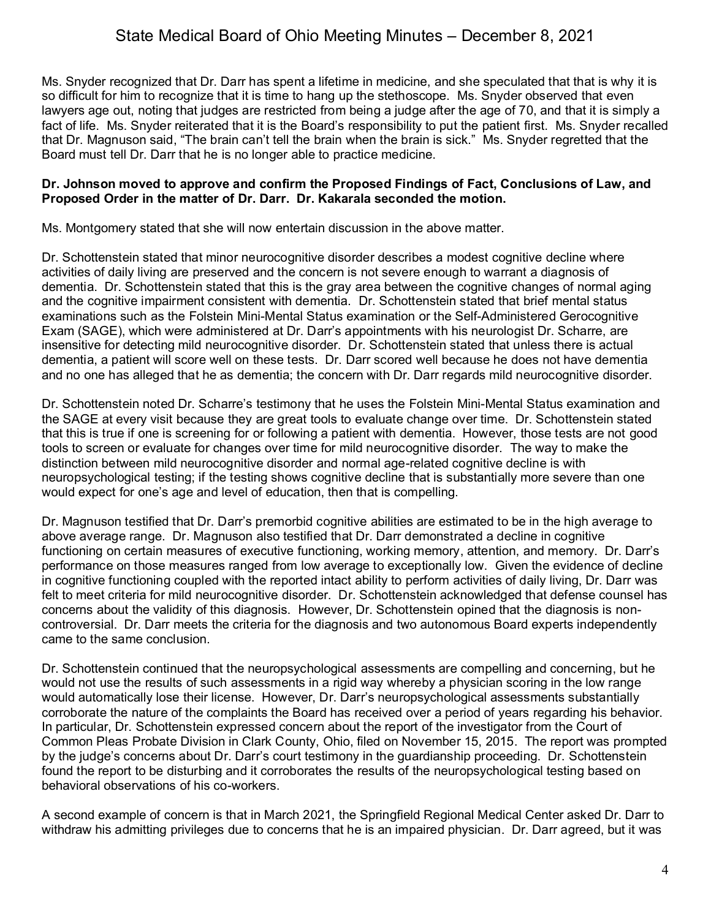Ms. Snyder recognized that Dr. Darr has spent a lifetime in medicine, and she speculated that that is why it is so difficult for him to recognize that it is time to hang up the stethoscope. Ms. Snyder observed that even lawyers age out, noting that judges are restricted from being a judge after the age of 70, and that it is simply a fact of life. Ms. Snyder reiterated that it is the Board's responsibility to put the patient first. Ms. Snyder recalled that Dr. Magnuson said, "The brain can't tell the brain when the brain is sick." Ms. Snyder regretted that the Board must tell Dr. Darr that he is no longer able to practice medicine.

**Dr. Johnson moved to approve and confirm the Proposed Findings of Fact, Conclusions of Law, and Proposed Order in the matter of Dr. Darr. Dr. Kakarala seconded the motion.**

Ms. Montgomery stated that she will now entertain discussion in the above matter.

Dr. Schottenstein stated that minor neurocognitive disorder describes a modest cognitive decline where activities of daily living are preserved and the concern is not severe enough to warrant a diagnosis of dementia. Dr. Schottenstein stated that this is the gray area between the cognitive changes of normal aging and the cognitive impairment consistent with dementia. Dr. Schottenstein stated that brief mental status examinations such as the Folstein Mini-Mental Status examination or the Self-Administered Gerocognitive Exam (SAGE), which were administered at Dr. Darr's appointments with his neurologist Dr. Scharre, are insensitive for detecting mild neurocognitive disorder. Dr. Schottenstein stated that unless there is actual dementia, a patient will score well on these tests. Dr. Darr scored well because he does not have dementia and no one has alleged that he as dementia; the concern with Dr. Darr regards mild neurocognitive disorder.

Dr. Schottenstein noted Dr. Scharre's testimony that he uses the Folstein Mini-Mental Status examination and the SAGE at every visit because they are great tools to evaluate change over time. Dr. Schottenstein stated that this is true if one is screening for or following a patient with dementia. However, those tests are not good tools to screen or evaluate for changes over time for mild neurocognitive disorder. The way to make the distinction between mild neurocognitive disorder and normal age-related cognitive decline is with neuropsychological testing; if the testing shows cognitive decline that is substantially more severe than one would expect for one's age and level of education, then that is compelling.

Dr. Magnuson testified that Dr. Darr's premorbid cognitive abilities are estimated to be in the high average to above average range. Dr. Magnuson also testified that Dr. Darr demonstrated a decline in cognitive functioning on certain measures of executive functioning, working memory, attention, and memory. Dr. Darr's performance on those measures ranged from low average to exceptionally low. Given the evidence of decline in cognitive functioning coupled with the reported intact ability to perform activities of daily living, Dr. Darr was felt to meet criteria for mild neurocognitive disorder. Dr. Schottenstein acknowledged that defense counsel has concerns about the validity of this diagnosis. However, Dr. Schottenstein opined that the diagnosis is non-controversial. Dr. Darr meets the criteria for the diagnosis and two autonomous Board experts independently came to the same conclusion.

Dr. Schottenstein continued that the neuropsychological assessments are compelling and concerning, but he would not use the results of such assessments in a rigid way whereby a physician scoring in the low range would automatically lose their license. However, Dr. Darr's neuropsychological assessments substantially corroborate the nature of the complaints the Board has received over a period of years regarding his behavior. In particular, Dr. Schottenstein expressed concern about the report of the investigator from the Court of Common Pleas Probate Division in Clark County, Ohio, filed on November 15, 2015. The report was prompted by the judge's concerns about Dr. Darr's court testimony in the guardianship proceeding. Dr. Schottenstein found the report to be disturbing and it corroborates the results of the neuropsychological testing based on behavioral observations of his co-workers.

A second example of concern is that in March 2021, the Springfield Regional Medical Center asked Dr. Darr to withdraw his admitting privileges due to concerns that he is an impaired physician. Dr. Darr agreed, but it was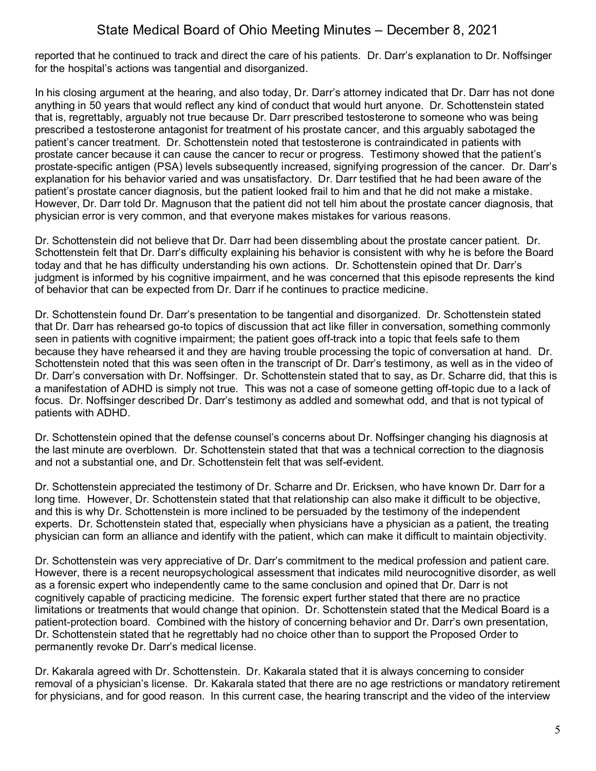reported that he continued to track and direct the care of his patients. Dr. Darr's explanation to Dr. Noffsinger for the hospital's actions was tangential and disorganized.

In his closing argument at the hearing, and also today, Dr. Darr's attorney indicated that Dr. Darr has not done anything in 50 years that would reflect any kind of conduct that would hurt anyone. Dr. Schottenstein stated that is, regrettably, arguably not true because Dr. Darr prescribed testosterone to someone who was being prescribed a testosterone antagonist for treatment of his prostate cancer, and this arguably sabotaged the patient's cancer treatment. Dr. Schottenstein noted that testosterone is contraindicated in patients with prostate cancer because it can cause the cancer to recur or progress. Testimony showed that the patient's prostate-specific antigen (PSA) levels subsequently increased, signifying progression of the cancer. Dr. Darr's explanation for his behavior varied and was unsatisfactory. Dr. Darr testified that he had been aware of the patient's prostate cancer diagnosis, but the patient looked frail to him and that he did not make a mistake. However, Dr. Darr told Dr. Magnuson that the patient did not tell him about the prostate cancer diagnosis, that physician error is very common, and that everyone makes mistakes for various reasons.

Dr. Schottenstein did not believe that Dr. Darr had been dissembling about the prostate cancer patient. Dr. Schottenstein felt that Dr. Darr's difficulty explaining his behavior is consistent with why he is before the Board today and that he has difficulty understanding his own actions. Dr. Schottenstein opined that Dr. Darr's judgment is informed by his cognitive impairment, and he was concerned that this episode represents the kind of behavior that can be expected from Dr. Darr if he continues to practice medicine.

Dr. Schottenstein found Dr. Darr's presentation to be tangential and disorganized. Dr. Schottenstein stated that Dr. Darr has rehearsed go-to topics of discussion that act like filler in conversation, something commonly seen in patients with cognitive impairment; the patient goes off-track into a topic that feels safe to them because they have rehearsed it and they are having trouble processing the topic of conversation at hand. Dr. Schottenstein noted that this was seen often in the transcript of Dr. Darr's testimony, as well as in the video of Dr. Darr's conversation with Dr. Noffsinger. Dr. Schottenstein stated that to say, as Dr. Scharre did, that this is a manifestation of ADHD is simply not true. This was not a case of someone getting off-topic due to a lack of focus. Dr. Noffsinger described Dr. Darr's testimony as addled and somewhat odd, and that is not typical of patients with ADHD.

Dr. Schottenstein opined that the defense counsel's concerns about Dr. Noffsinger changing his diagnosis at the last minute are overblown. Dr. Schottenstein stated that that was a technical correction to the diagnosis and not a substantial one, and Dr. Schottenstein felt that was self-evident.

Dr. Schottenstein appreciated the testimony of Dr. Scharre and Dr. Ericksen, who have known Dr. Darr for a long time. However, Dr. Schottenstein stated that that relationship can also make it difficult to be objective, and this is why Dr. Schottenstein is more inclined to be persuaded by the testimony of the independent experts. Dr. Schottenstein stated that, especially when physicians have a physician as a patient, the treating physician can form an alliance and identify with the patient, which can make it difficult to maintain objectivity.

Dr. Schottenstein was very appreciative of Dr. Darr's commitment to the medical profession and patient care. However, there is a recent neuropsychological assessment that indicates mild neurocognitive disorder, as well as a forensic expert who independently came to the same conclusion and opined that Dr. Darr is not cognitively capable of practicing medicine. The forensic expert further stated that there are no practice limitations or treatments that would change that opinion. Dr. Schottenstein stated that the Medical Board is a patient-protection board. Combined with the history of concerning behavior and Dr. Darr's own presentation, Dr. Schottenstein stated that he regrettably had no choice other than to support the Proposed Order to permanently revoke Dr. Darr's medical license.

Dr. Kakarala agreed with Dr. Schottenstein. Dr. Kakarala stated that it is always concerning to consider removal of a physician's license. Dr. Kakarala stated that there are no age restrictions or mandatory retirement for physicians, and for good reason. In this current case, the hearing transcript and the video of the interview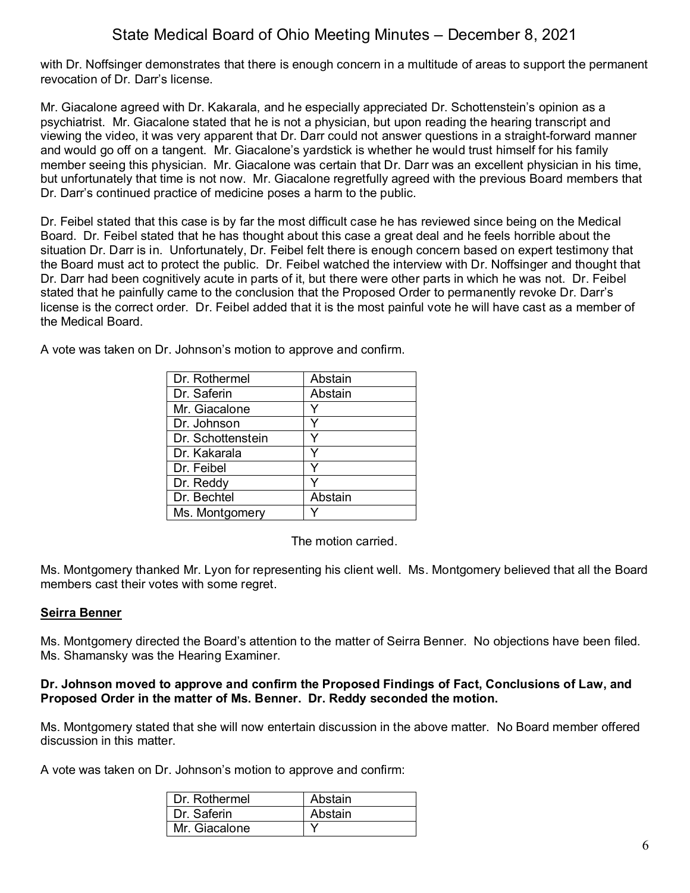with Dr. Noffsinger demonstrates that there is enough concern in a multitude of areas to support the permanent revocation of Dr. Darr's license.

Mr. Giacalone agreed with Dr. Kakarala, and he especially appreciated Dr. Schottenstein's opinion as a psychiatrist. Mr. Giacalone stated that he is not a physician, but upon reading the hearing transcript and viewing the video, it was very apparent that Dr. Darr could not answer questions in a straight-forward manner and would go off on a tangent. Mr. Giacalone's yardstick is whether he would trust himself for his family member seeing this physician. Mr. Giacalone was certain that Dr. Darr was an excellent physician in his time, but unfortunately that time is not now. Mr. Giacalone regretfully agreed with the previous Board members that Dr. Darr's continued practice of medicine poses a harm to the public.

Dr. Feibel stated that this case is by far the most difficult case he has reviewed since being on the Medical Board. Dr. Feibel stated that he has thought about this case a great deal and he feels horrible about the situation Dr. Darr is in. Unfortunately, Dr. Feibel felt there is enough concern based on expert testimony that the Board must act to protect the public. Dr. Feibel watched the interview with Dr. Noffsinger and thought that Dr. Darr had been cognitively acute in parts of it, but there were other parts in which he was not. Dr. Feibel stated that he painfully came to the conclusion that the Proposed Order to permanently revoke Dr. Darr's license is the correct order. Dr. Feibel added that it is the most painful vote he will have cast as a member of the Medical Board.

A vote was taken on Dr. Johnson's motion to approve and confirm.

| | |
|---|---|
| Dr. Rothermel | Abstain |
| Dr. Saferin | Abstain |
| Mr. Giacalone | Y |
| Dr. Johnson | Y |
| Dr. Schottenstein | Y |
| Dr. Kakarala | Y |
| Dr. Feibel | Y |
| Dr. Reddy | Y |
| Dr. Bechtel | Abstain |
| Ms. Montgomery | Y |

The motion carried.

Ms. Montgomery thanked Mr. Lyon for representing his client well. Ms. Montgomery believed that all the Board members cast their votes with some regret.

**Seirra Benner**

Ms. Montgomery directed the Board's attention to the matter of Seirra Benner. No objections have been filed. Ms. Shamansky was the Hearing Examiner.

**Dr. Johnson moved to approve and confirm the Proposed Findings of Fact, Conclusions of Law, and Proposed Order in the matter of Ms. Benner. Dr. Reddy seconded the motion.**

Ms. Montgomery stated that she will now entertain discussion in the above matter. No Board member offered discussion in this matter.

A vote was taken on Dr. Johnson's motion to approve and confirm:

| | |
|---|---|
| Dr. Rothermel | Abstain |
| Dr. Saferin | Abstain |
| Mr. Giacalone | Y |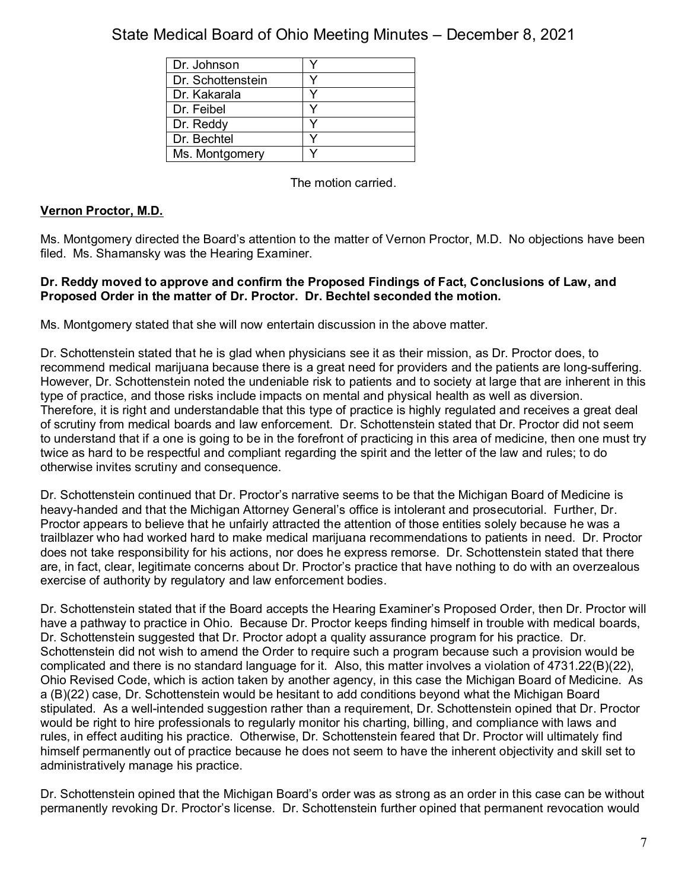| Dr. Johnson | Y |
|---|---|
| Dr. Schottenstein | Y |
| Dr. Kakarala | Y |
| Dr. Feibel | Y |
| Dr. Reddy | Y |
| Dr. Bechtel | Y |
| Ms. Montgomery | Y |

The motion carried.

**Vernon Proctor, M.D.**

Ms. Montgomery directed the Board's attention to the matter of Vernon Proctor, M.D. No objections have been filed. Ms. Shamansky was the Hearing Examiner.

**Dr. Reddy moved to approve and confirm the Proposed Findings of Fact, Conclusions of Law, and Proposed Order in the matter of Dr. Proctor. Dr. Bechtel seconded the motion.**

Ms. Montgomery stated that she will now entertain discussion in the above matter.

Dr. Schottenstein stated that he is glad when physicians see it as their mission, as Dr. Proctor does, to recommend medical marijuana because there is a great need for providers and the patients are long-suffering. However, Dr. Schottenstein noted the undeniable risk to patients and to society at large that are inherent in this type of practice, and those risks include impacts on mental and physical health as well as diversion. Therefore, it is right and understandable that this type of practice is highly regulated and receives a great deal of scrutiny from medical boards and law enforcement. Dr. Schottenstein stated that Dr. Proctor did not seem to understand that if a one is going to be in the forefront of practicing in this area of medicine, then one must try twice as hard to be respectful and compliant regarding the spirit and the letter of the law and rules; to do otherwise invites scrutiny and consequence.

Dr. Schottenstein continued that Dr. Proctor's narrative seems to be that the Michigan Board of Medicine is heavy-handed and that the Michigan Attorney General's office is intolerant and prosecutorial. Further, Dr. Proctor appears to believe that he unfairly attracted the attention of those entities solely because he was a trailblazer who had worked hard to make medical marijuana recommendations to patients in need. Dr. Proctor does not take responsibility for his actions, nor does he express remorse. Dr. Schottenstein stated that there are, in fact, clear, legitimate concerns about Dr. Proctor's practice that have nothing to do with an overzealous exercise of authority by regulatory and law enforcement bodies.

Dr. Schottenstein stated that if the Board accepts the Hearing Examiner's Proposed Order, then Dr. Proctor will have a pathway to practice in Ohio. Because Dr. Proctor keeps finding himself in trouble with medical boards, Dr. Schottenstein suggested that Dr. Proctor adopt a quality assurance program for his practice. Dr. Schottenstein did not wish to amend the Order to require such a program because such a provision would be complicated and there is no standard language for it. Also, this matter involves a violation of 4731.22(B)(22), Ohio Revised Code, which is action taken by another agency, in this case the Michigan Board of Medicine. As a (B)(22) case, Dr. Schottenstein would be hesitant to add conditions beyond what the Michigan Board stipulated. As a well-intended suggestion rather than a requirement, Dr. Schottenstein opined that Dr. Proctor would be right to hire professionals to regularly monitor his charting, billing, and compliance with laws and rules, in effect auditing his practice. Otherwise, Dr. Schottenstein feared that Dr. Proctor will ultimately find himself permanently out of practice because he does not seem to have the inherent objectivity and skill set to administratively manage his practice.

Dr. Schottenstein opined that the Michigan Board's order was as strong as an order in this case can be without permanently revoking Dr. Proctor's license. Dr. Schottenstein further opined that permanent revocation would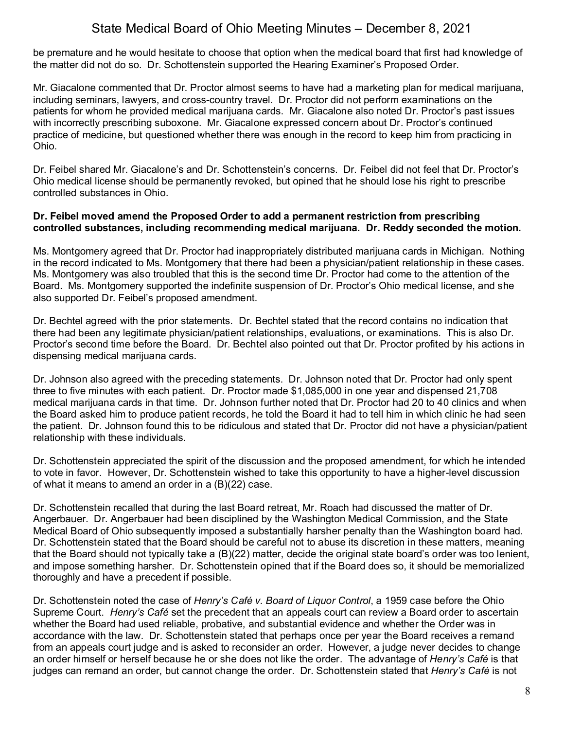be premature and he would hesitate to choose that option when the medical board that first had knowledge of the matter did not do so. Dr. Schottenstein supported the Hearing Examiner's Proposed Order.

Mr. Giacalone commented that Dr. Proctor almost seems to have had a marketing plan for medical marijuana, including seminars, lawyers, and cross-country travel. Dr. Proctor did not perform examinations on the patients for whom he provided medical marijuana cards. Mr. Giacalone also noted Dr. Proctor's past issues with incorrectly prescribing suboxone. Mr. Giacalone expressed concern about Dr. Proctor's continued practice of medicine, but questioned whether there was enough in the record to keep him from practicing in Ohio.

Dr. Feibel shared Mr. Giacalone's and Dr. Schottenstein's concerns. Dr. Feibel did not feel that Dr. Proctor's Ohio medical license should be permanently revoked, but opined that he should lose his right to prescribe controlled substances in Ohio.

**Dr. Feibel moved amend the Proposed Order to add a permanent restriction from prescribing controlled substances, including recommending medical marijuana. Dr. Reddy seconded the motion.**

Ms. Montgomery agreed that Dr. Proctor had inappropriately distributed marijuana cards in Michigan. Nothing in the record indicated to Ms. Montgomery that there had been a physician/patient relationship in these cases. Ms. Montgomery was also troubled that this is the second time Dr. Proctor had come to the attention of the Board. Ms. Montgomery supported the indefinite suspension of Dr. Proctor's Ohio medical license, and she also supported Dr. Feibel's proposed amendment.

Dr. Bechtel agreed with the prior statements. Dr. Bechtel stated that the record contains no indication that there had been any legitimate physician/patient relationships, evaluations, or examinations. This is also Dr. Proctor's second time before the Board. Dr. Bechtel also pointed out that Dr. Proctor profited by his actions in dispensing medical marijuana cards.

Dr. Johnson also agreed with the preceding statements. Dr. Johnson noted that Dr. Proctor had only spent three to five minutes with each patient. Dr. Proctor made $1,085,000 in one year and dispensed 21,708 medical marijuana cards in that time. Dr. Johnson further noted that Dr. Proctor had 20 to 40 clinics and when the Board asked him to produce patient records, he told the Board it had to tell him in which clinic he had seen the patient. Dr. Johnson found this to be ridiculous and stated that Dr. Proctor did not have a physician/patient relationship with these individuals.

Dr. Schottenstein appreciated the spirit of the discussion and the proposed amendment, for which he intended to vote in favor. However, Dr. Schottenstein wished to take this opportunity to have a higher-level discussion of what it means to amend an order in a (B)(22) case.

Dr. Schottenstein recalled that during the last Board retreat, Mr. Roach had discussed the matter of Dr. Angerbauer. Dr. Angerbauer had been disciplined by the Washington Medical Commission, and the State Medical Board of Ohio subsequently imposed a substantially harsher penalty than the Washington board had. Dr. Schottenstein stated that the Board should be careful not to abuse its discretion in these matters, meaning that the Board should not typically take a (B)(22) matter, decide the original state board's order was too lenient, and impose something harsher. Dr. Schottenstein opined that if the Board does so, it should be memorialized thoroughly and have a precedent if possible.

Dr. Schottenstein noted the case of *Henry's Café v. Board of Liquor Control*, a 1959 case before the Ohio Supreme Court. *Henry's Café* set the precedent that an appeals court can review a Board order to ascertain whether the Board had used reliable, probative, and substantial evidence and whether the Order was in accordance with the law. Dr. Schottenstein stated that perhaps once per year the Board receives a remand from an appeals court judge and is asked to reconsider an order. However, a judge never decides to change an order himself or herself because he or she does not like the order. The advantage of *Henry's Café* is that judges can remand an order, but cannot change the order. Dr. Schottenstein stated that *Henry's Café* is not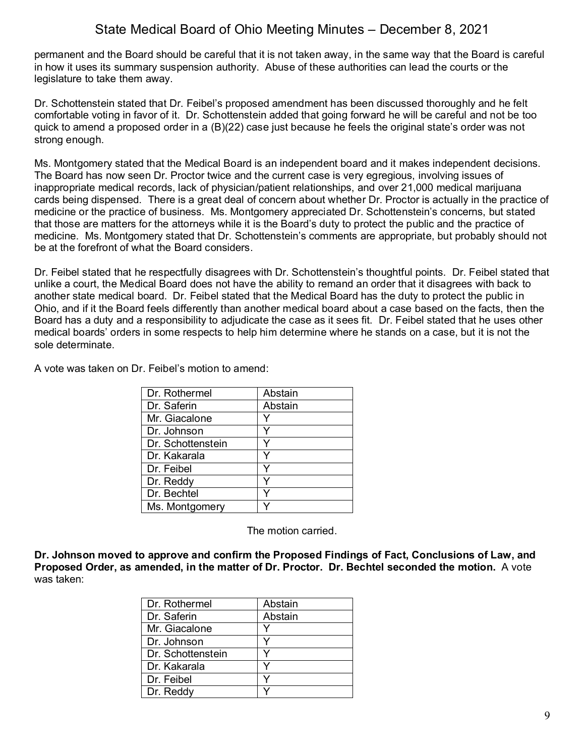permanent and the Board should be careful that it is not taken away, in the same way that the Board is careful in how it uses its summary suspension authority. Abuse of these authorities can lead the courts or the legislature to take them away.

Dr. Schottenstein stated that Dr. Feibel's proposed amendment has been discussed thoroughly and he felt comfortable voting in favor of it. Dr. Schottenstein added that going forward he will be careful and not be too quick to amend a proposed order in a (B)(22) case just because he feels the original state's order was not strong enough.

Ms. Montgomery stated that the Medical Board is an independent board and it makes independent decisions. The Board has now seen Dr. Proctor twice and the current case is very egregious, involving issues of inappropriate medical records, lack of physician/patient relationships, and over 21,000 medical marijuana cards being dispensed. There is a great deal of concern about whether Dr. Proctor is actually in the practice of medicine or the practice of business. Ms. Montgomery appreciated Dr. Schottenstein's concerns, but stated that those are matters for the attorneys while it is the Board's duty to protect the public and the practice of medicine. Ms. Montgomery stated that Dr. Schottenstein's comments are appropriate, but probably should not be at the forefront of what the Board considers.

Dr. Feibel stated that he respectfully disagrees with Dr. Schottenstein's thoughtful points. Dr. Feibel stated that unlike a court, the Medical Board does not have the ability to remand an order that it disagrees with back to another state medical board. Dr. Feibel stated that the Medical Board has the duty to protect the public in Ohio, and if it the Board feels differently than another medical board about a case based on the facts, then the Board has a duty and a responsibility to adjudicate the case as it sees fit. Dr. Feibel stated that he uses other medical boards' orders in some respects to help him determine where he stands on a case, but it is not the sole determinate.

A vote was taken on Dr. Feibel's motion to amend:

| | |
|---|---|
| Dr. Rothermel | Abstain |
| Dr. Saferin | Abstain |
| Mr. Giacalone | Y |
| Dr. Johnson | Y |
| Dr. Schottenstein | Y |
| Dr. Kakarala | Y |
| Dr. Feibel | Y |
| Dr. Reddy | Y |
| Dr. Bechtel | Y |
| Ms. Montgomery | Y |

The motion carried.

**Dr. Johnson moved to approve and confirm the Proposed Findings of Fact, Conclusions of Law, and Proposed Order, as amended, in the matter of Dr. Proctor. Dr. Bechtel seconded the motion.** A vote was taken:

| | |
|---|---|
| Dr. Rothermel | Abstain |
| Dr. Saferin | Abstain |
| Mr. Giacalone | Y |
| Dr. Johnson | Y |
| Dr. Schottenstein | Y |
| Dr. Kakarala | Y |
| Dr. Feibel | Y |
| Dr. Reddy | Y |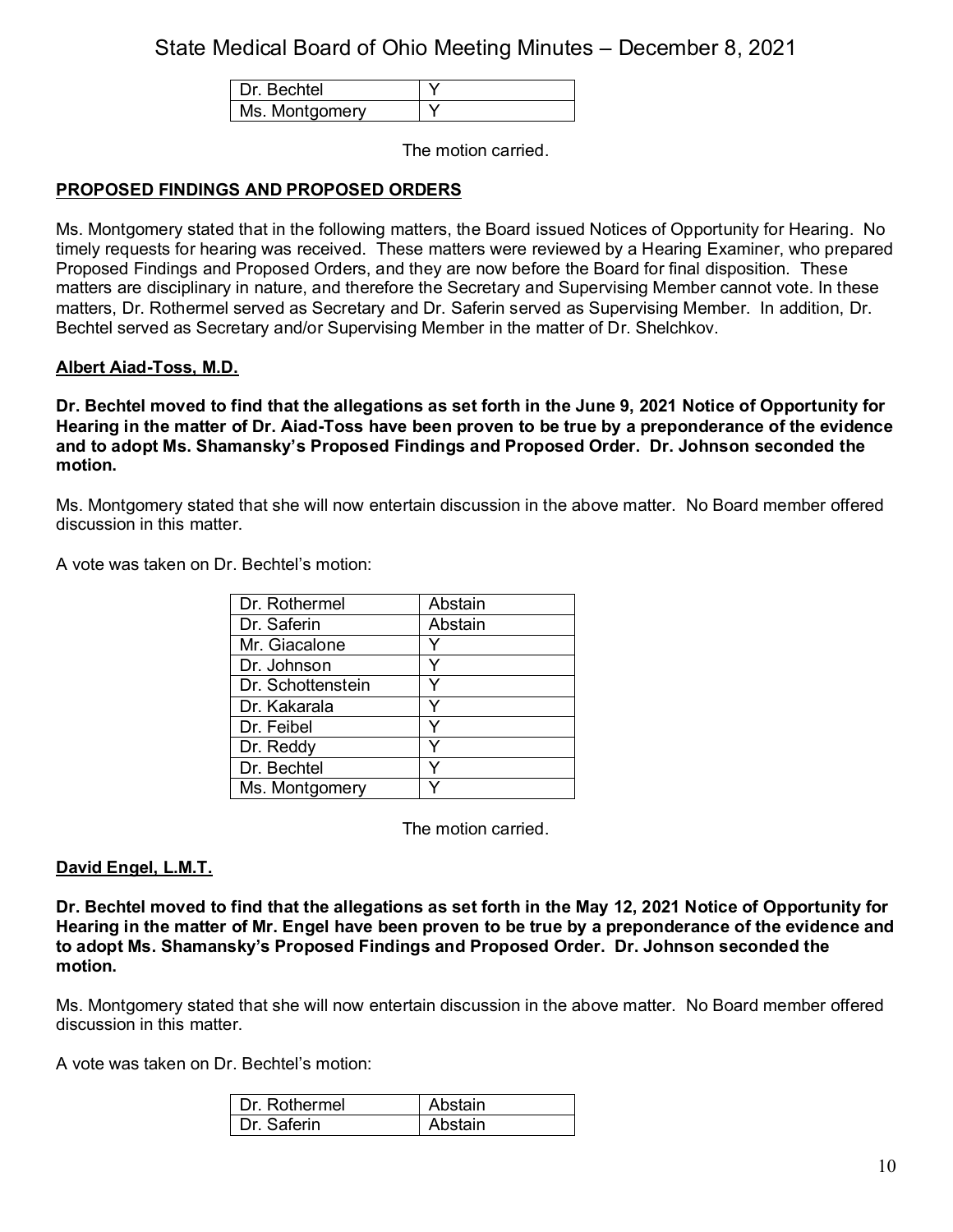| Dr. Bechtel | Y |
|---|---|
| Ms. Montgomery | Y |

The motion carried.

**PROPOSED FINDINGS AND PROPOSED ORDERS**

Ms. Montgomery stated that in the following matters, the Board issued Notices of Opportunity for Hearing. No timely requests for hearing was received. These matters were reviewed by a Hearing Examiner, who prepared Proposed Findings and Proposed Orders, and they are now before the Board for final disposition. These matters are disciplinary in nature, and therefore the Secretary and Supervising Member cannot vote. In these matters, Dr. Rothermel served as Secretary and Dr. Saferin served as Supervising Member. In addition, Dr. Bechtel served as Secretary and/or Supervising Member in the matter of Dr. Shelchkov.

**Albert Aiad-Toss, M.D.**

**Dr. Bechtel moved to find that the allegations as set forth in the June 9, 2021 Notice of Opportunity for Hearing in the matter of Dr. Aiad-Toss have been proven to be true by a preponderance of the evidence and to adopt Ms. Shamansky's Proposed Findings and Proposed Order. Dr. Johnson seconded the motion.**

Ms. Montgomery stated that she will now entertain discussion in the above matter. No Board member offered discussion in this matter.

A vote was taken on Dr. Bechtel's motion:

| Dr. Rothermel | Abstain |
|---|---|
| Dr. Saferin | Abstain |
| Mr. Giacalone | Y |
| Dr. Johnson | Y |
| Dr. Schottenstein | Y |
| Dr. Kakarala | Y |
| Dr. Feibel | Y |
| Dr. Reddy | Y |
| Dr. Bechtel | Y |
| Ms. Montgomery | Y |

The motion carried.

**David Engel, L.M.T.**

**Dr. Bechtel moved to find that the allegations as set forth in the May 12, 2021 Notice of Opportunity for Hearing in the matter of Mr. Engel have been proven to be true by a preponderance of the evidence and to adopt Ms. Shamansky's Proposed Findings and Proposed Order. Dr. Johnson seconded the motion.**

Ms. Montgomery stated that she will now entertain discussion in the above matter. No Board member offered discussion in this matter.

A vote was taken on Dr. Bechtel's motion:

| Dr. Rothermel | Abstain |
|---|---|
| Dr. Saferin | Abstain |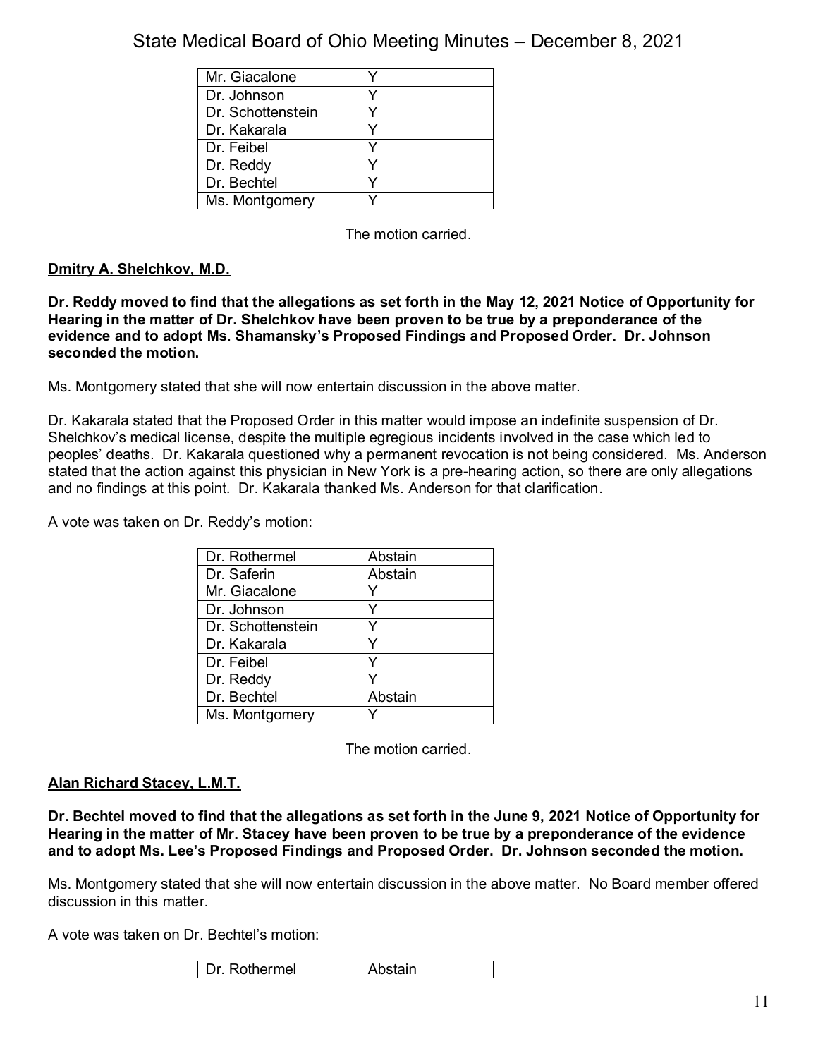| | |
|---|---|
| Mr. Giacalone | Y |
| Dr. Johnson | Y |
| Dr. Schottenstein | Y |
| Dr. Kakarala | Y |
| Dr. Feibel | Y |
| Dr. Reddy | Y |
| Dr. Bechtel | Y |
| Ms. Montgomery | Y |

The motion carried.

**Dmitry A. Shelchkov, M.D.**

**Dr. Reddy moved to find that the allegations as set forth in the May 12, 2021 Notice of Opportunity for Hearing in the matter of Dr. Shelchkov have been proven to be true by a preponderance of the evidence and to adopt Ms. Shamansky's Proposed Findings and Proposed Order. Dr. Johnson seconded the motion.**

Ms. Montgomery stated that she will now entertain discussion in the above matter.

Dr. Kakarala stated that the Proposed Order in this matter would impose an indefinite suspension of Dr. Shelchkov's medical license, despite the multiple egregious incidents involved in the case which led to peoples' deaths. Dr. Kakarala questioned why a permanent revocation is not being considered. Ms. Anderson stated that the action against this physician in New York is a pre-hearing action, so there are only allegations and no findings at this point. Dr. Kakarala thanked Ms. Anderson for that clarification.

A vote was taken on Dr. Reddy's motion:

| | |
|---|---|
| Dr. Rothermel | Abstain |
| Dr. Saferin | Abstain |
| Mr. Giacalone | Y |
| Dr. Johnson | Y |
| Dr. Schottenstein | Y |
| Dr. Kakarala | Y |
| Dr. Feibel | Y |
| Dr. Reddy | Y |
| Dr. Bechtel | Abstain |
| Ms. Montgomery | Y |

The motion carried.

**Alan Richard Stacey, L.M.T.**

**Dr. Bechtel moved to find that the allegations as set forth in the June 9, 2021 Notice of Opportunity for Hearing in the matter of Mr. Stacey have been proven to be true by a preponderance of the evidence and to adopt Ms. Lee's Proposed Findings and Proposed Order. Dr. Johnson seconded the motion.**

Ms. Montgomery stated that she will now entertain discussion in the above matter. No Board member offered discussion in this matter.

A vote was taken on Dr. Bechtel's motion:

| | |
|---|---|
| Dr. Rothermel | Abstain |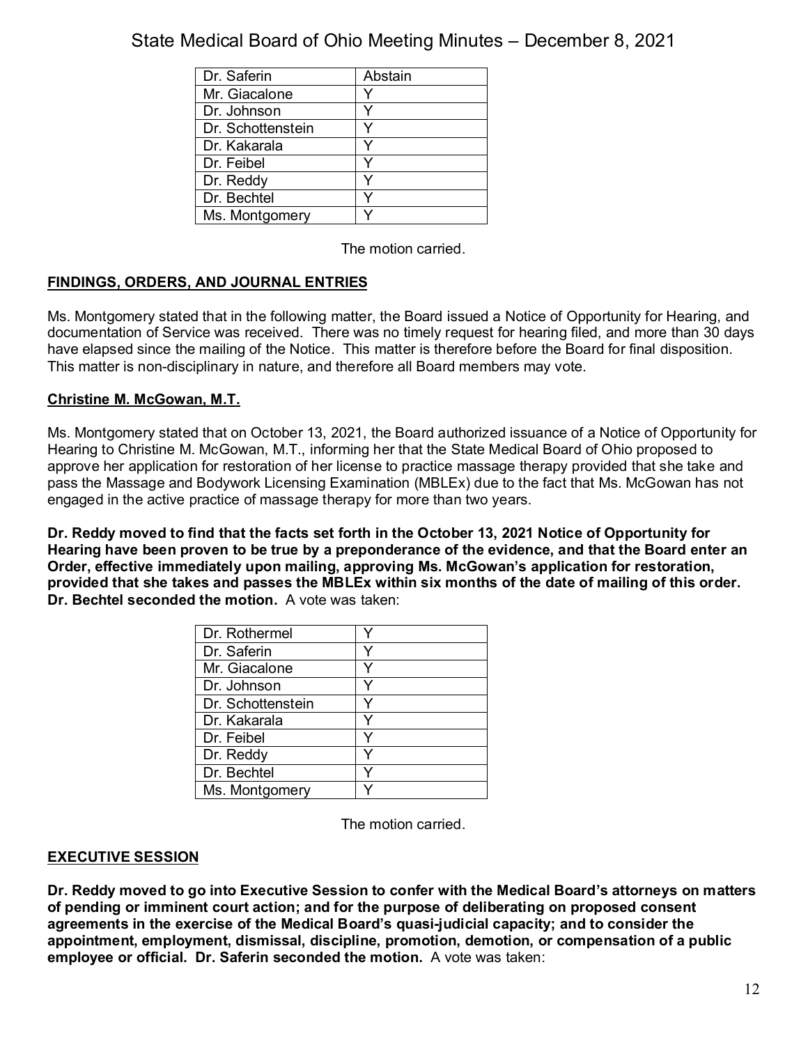| Dr. Saferin | Abstain |
|---|---|
| Mr. Giacalone | Y |
| Dr. Johnson | Y |
| Dr. Schottenstein | Y |
| Dr. Kakarala | Y |
| Dr. Feibel | Y |
| Dr. Reddy | Y |
| Dr. Bechtel | Y |
| Ms. Montgomery | Y |

The motion carried.

## FINDINGS, ORDERS, AND JOURNAL ENTRIES

Ms. Montgomery stated that in the following matter, the Board issued a Notice of Opportunity for Hearing, and documentation of Service was received. There was no timely request for hearing filed, and more than 30 days have elapsed since the mailing of the Notice. This matter is therefore before the Board for final disposition. This matter is non-disciplinary in nature, and therefore all Board members may vote.

### Christine M. McGowan, M.T.

Ms. Montgomery stated that on October 13, 2021, the Board authorized issuance of a Notice of Opportunity for Hearing to Christine M. McGowan, M.T., informing her that the State Medical Board of Ohio proposed to approve her application for restoration of her license to practice massage therapy provided that she take and pass the Massage and Bodywork Licensing Examination (MBLEx) due to the fact that Ms. McGowan has not engaged in the active practice of massage therapy for more than two years.

**Dr. Reddy moved to find that the facts set forth in the October 13, 2021 Notice of Opportunity for Hearing have been proven to be true by a preponderance of the evidence, and that the Board enter an Order, effective immediately upon mailing, approving Ms. McGowan's application for restoration, provided that she takes and passes the MBLEx within six months of the date of mailing of this order. Dr. Bechtel seconded the motion.** A vote was taken:

| Dr. Rothermel | Y |
|---|---|
| Dr. Saferin | Y |
| Mr. Giacalone | Y |
| Dr. Johnson | Y |
| Dr. Schottenstein | Y |
| Dr. Kakarala | Y |
| Dr. Feibel | Y |
| Dr. Reddy | Y |
| Dr. Bechtel | Y |
| Ms. Montgomery | Y |

The motion carried.

## EXECUTIVE SESSION

**Dr. Reddy moved to go into Executive Session to confer with the Medical Board's attorneys on matters of pending or imminent court action; and for the purpose of deliberating on proposed consent agreements in the exercise of the Medical Board's quasi-judicial capacity; and to consider the appointment, employment, dismissal, discipline, promotion, demotion, or compensation of a public employee or official. Dr. Saferin seconded the motion.** A vote was taken: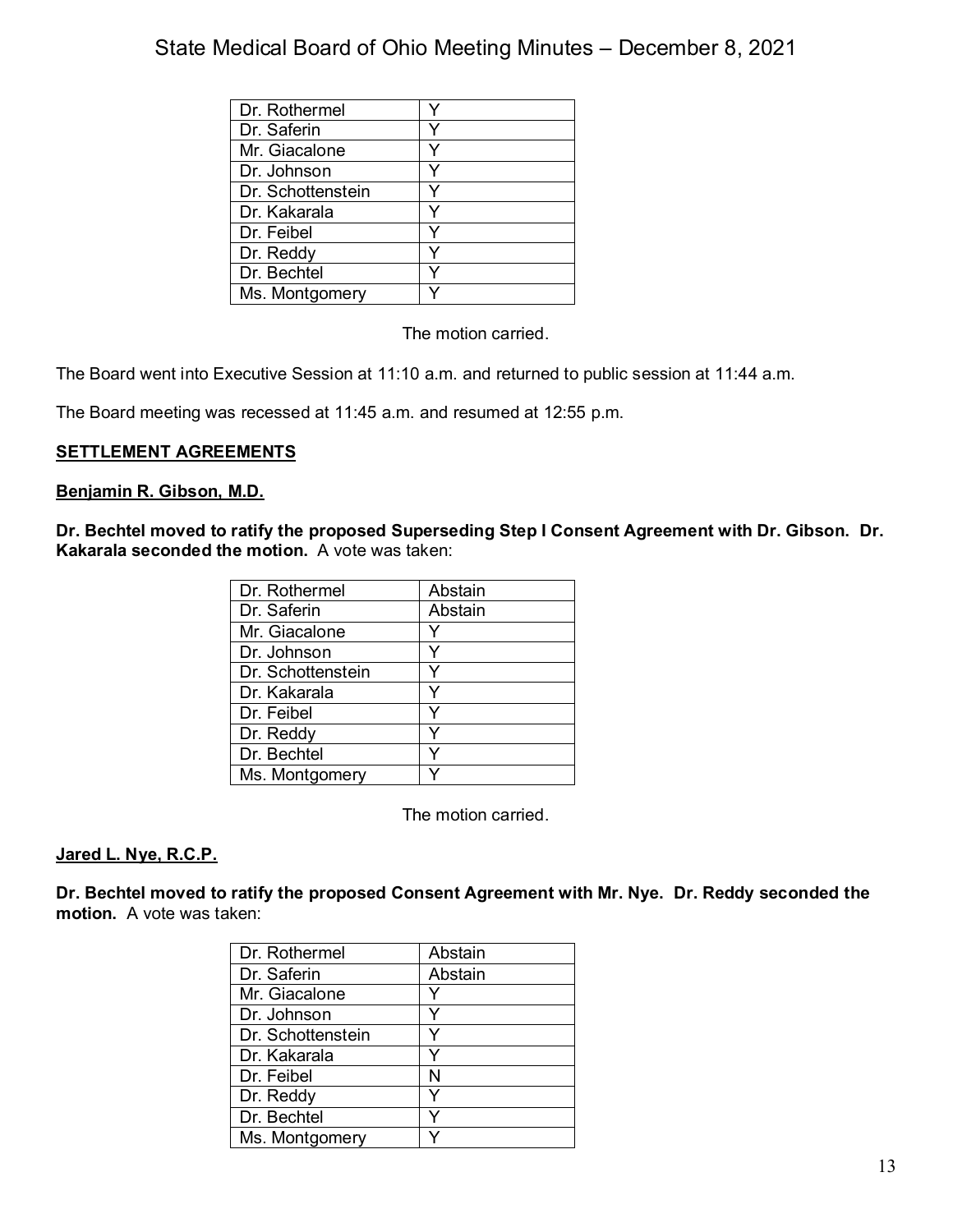| Dr. Rothermel | Y |
|---|---|
| Dr. Saferin | Y |
| Mr. Giacalone | Y |
| Dr. Johnson | Y |
| Dr. Schottenstein | Y |
| Dr. Kakarala | Y |
| Dr. Feibel | Y |
| Dr. Reddy | Y |
| Dr. Bechtel | Y |
| Ms. Montgomery | Y |

The motion carried.

The Board went into Executive Session at 11:10 a.m. and returned to public session at 11:44 a.m.

The Board meeting was recessed at 11:45 a.m. and resumed at 12:55 p.m.

**SETTLEMENT AGREEMENTS**

**Benjamin R. Gibson, M.D.**

**Dr. Bechtel moved to ratify the proposed Superseding Step I Consent Agreement with Dr. Gibson. Dr. Kakarala seconded the motion.** A vote was taken:

| Dr. Rothermel | Abstain |
|---|---|
| Dr. Saferin | Abstain |
| Mr. Giacalone | Y |
| Dr. Johnson | Y |
| Dr. Schottenstein | Y |
| Dr. Kakarala | Y |
| Dr. Feibel | Y |
| Dr. Reddy | Y |
| Dr. Bechtel | Y |
| Ms. Montgomery | Y |

The motion carried.

**Jared L. Nye, R.C.P.**

**Dr. Bechtel moved to ratify the proposed Consent Agreement with Mr. Nye. Dr. Reddy seconded the motion.** A vote was taken:

| Dr. Rothermel | Abstain |
|---|---|
| Dr. Saferin | Abstain |
| Mr. Giacalone | Y |
| Dr. Johnson | Y |
| Dr. Schottenstein | Y |
| Dr. Kakarala | Y |
| Dr. Feibel | N |
| Dr. Reddy | Y |
| Dr. Bechtel | Y |
| Ms. Montgomery | Y |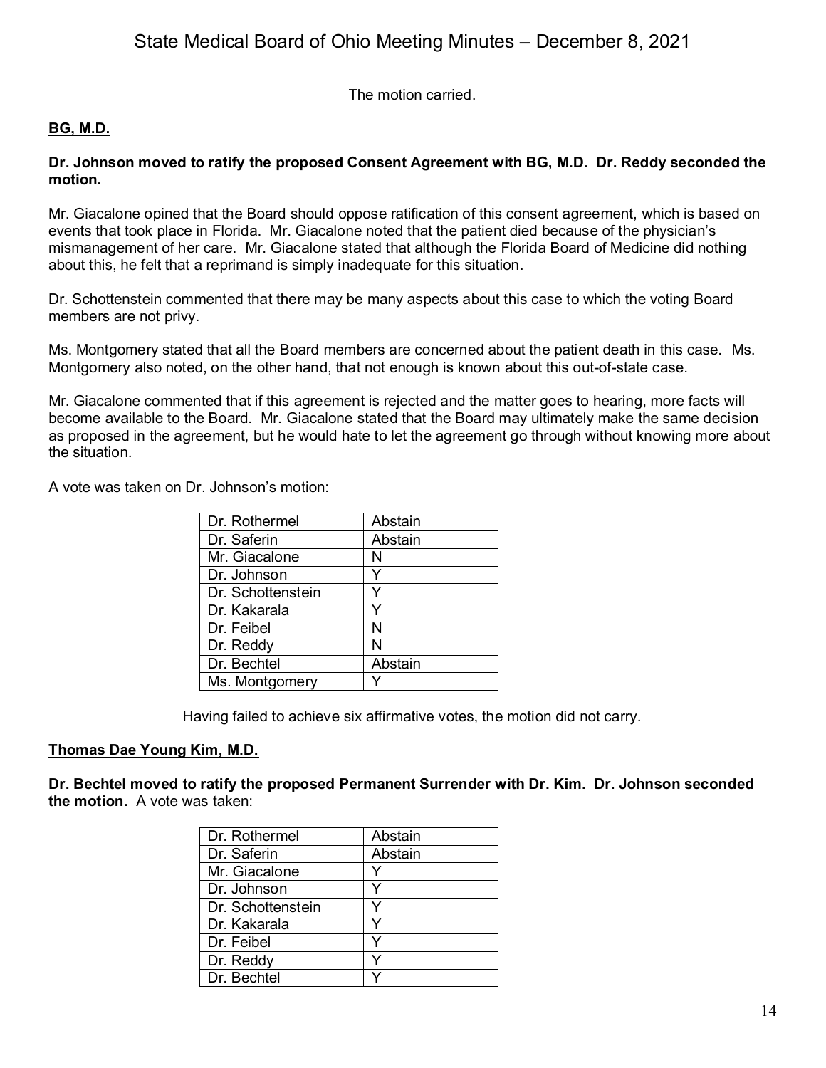The motion carried.

**BG, M.D.**

**Dr. Johnson moved to ratify the proposed Consent Agreement with BG, M.D. Dr. Reddy seconded the motion.**

Mr. Giacalone opined that the Board should oppose ratification of this consent agreement, which is based on events that took place in Florida. Mr. Giacalone noted that the patient died because of the physician's mismanagement of her care. Mr. Giacalone stated that although the Florida Board of Medicine did nothing about this, he felt that a reprimand is simply inadequate for this situation.

Dr. Schottenstein commented that there may be many aspects about this case to which the voting Board members are not privy.

Ms. Montgomery stated that all the Board members are concerned about the patient death in this case. Ms. Montgomery also noted, on the other hand, that not enough is known about this out-of-state case.

Mr. Giacalone commented that if this agreement is rejected and the matter goes to hearing, more facts will become available to the Board. Mr. Giacalone stated that the Board may ultimately make the same decision as proposed in the agreement, but he would hate to let the agreement go through without knowing more about the situation.

A vote was taken on Dr. Johnson's motion:

| | |
|---|---|
| Dr. Rothermel | Abstain |
| Dr. Saferin | Abstain |
| Mr. Giacalone | N |
| Dr. Johnson | Y |
| Dr. Schottenstein | Y |
| Dr. Kakarala | Y |
| Dr. Feibel | N |
| Dr. Reddy | N |
| Dr. Bechtel | Abstain |
| Ms. Montgomery | Y |

Having failed to achieve six affirmative votes, the motion did not carry.

**Thomas Dae Young Kim, M.D.**

**Dr. Bechtel moved to ratify the proposed Permanent Surrender with Dr. Kim. Dr. Johnson seconded the motion.** A vote was taken:

| | |
|---|---|
| Dr. Rothermel | Abstain |
| Dr. Saferin | Abstain |
| Mr. Giacalone | Y |
| Dr. Johnson | Y |
| Dr. Schottenstein | Y |
| Dr. Kakarala | Y |
| Dr. Feibel | Y |
| Dr. Reddy | Y |
| Dr. Bechtel | Y |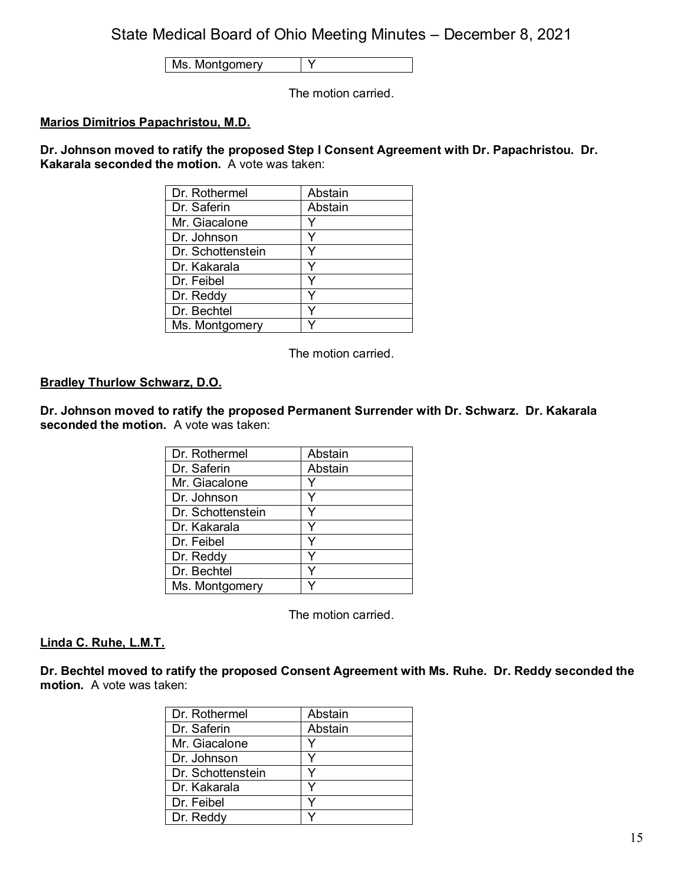| Ms. Montgomery | Y |
|---|---|

The motion carried.

**Marios Dimitrios Papachristou, M.D.**

**Dr. Johnson moved to ratify the proposed Step I Consent Agreement with Dr. Papachristou. Dr. Kakarala seconded the motion.** A vote was taken:

| Dr. Rothermel | Abstain |
|---|---|
| Dr. Saferin | Abstain |
| Mr. Giacalone | Y |
| Dr. Johnson | Y |
| Dr. Schottenstein | Y |
| Dr. Kakarala | Y |
| Dr. Feibel | Y |
| Dr. Reddy | Y |
| Dr. Bechtel | Y |
| Ms. Montgomery | Y |

The motion carried.

**Bradley Thurlow Schwarz, D.O.**

**Dr. Johnson moved to ratify the proposed Permanent Surrender with Dr. Schwarz. Dr. Kakarala seconded the motion.** A vote was taken:

| Dr. Rothermel | Abstain |
|---|---|
| Dr. Saferin | Abstain |
| Mr. Giacalone | Y |
| Dr. Johnson | Y |
| Dr. Schottenstein | Y |
| Dr. Kakarala | Y |
| Dr. Feibel | Y |
| Dr. Reddy | Y |
| Dr. Bechtel | Y |
| Ms. Montgomery | Y |

The motion carried.

**Linda C. Ruhe, L.M.T.**

**Dr. Bechtel moved to ratify the proposed Consent Agreement with Ms. Ruhe. Dr. Reddy seconded the motion.** A vote was taken:

| Dr. Rothermel | Abstain |
|---|---|
| Dr. Saferin | Abstain |
| Mr. Giacalone | Y |
| Dr. Johnson | Y |
| Dr. Schottenstein | Y |
| Dr. Kakarala | Y |
| Dr. Feibel | Y |
| Dr. Reddy | Y |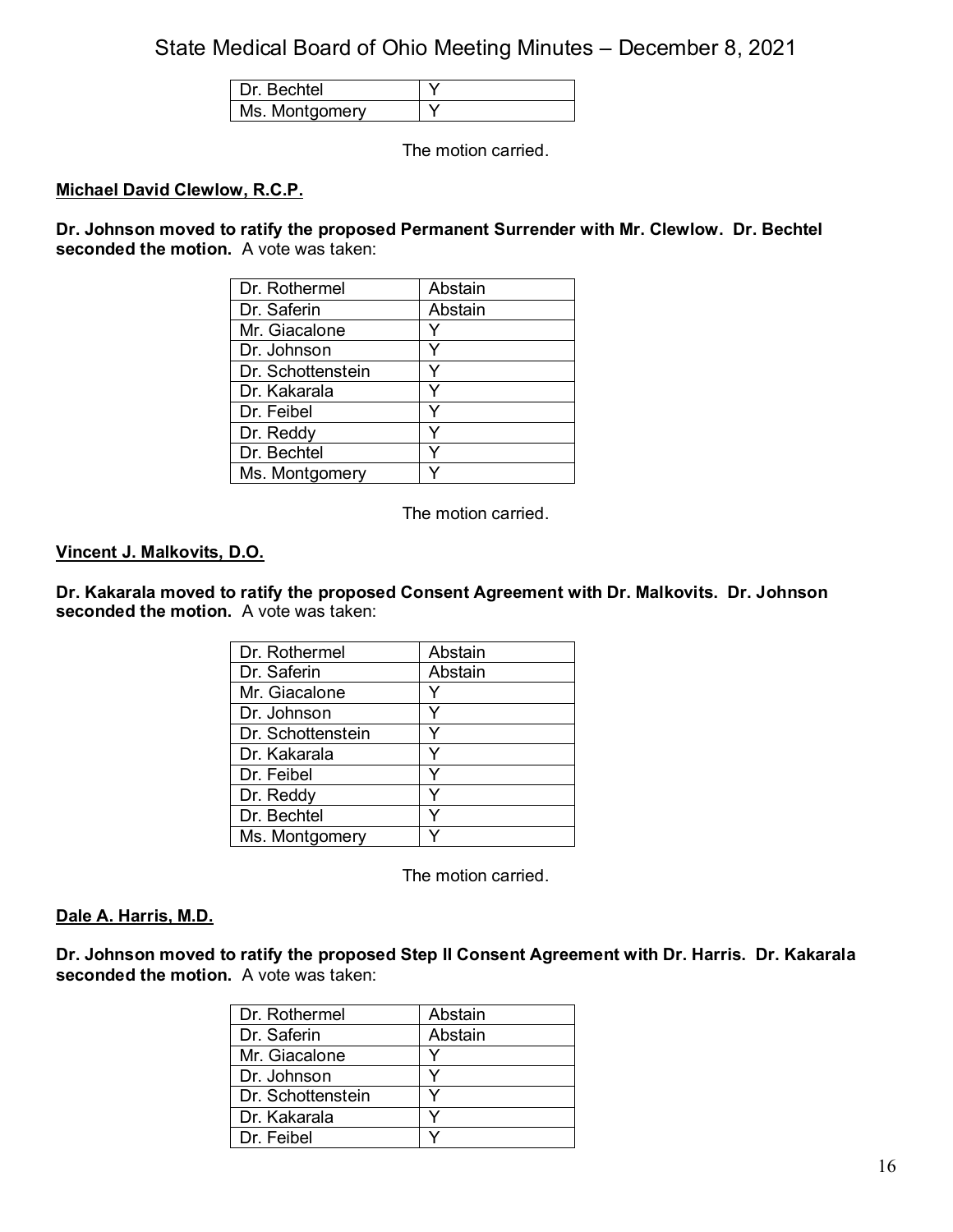| | |
|---|---|
| Dr. Bechtel | Y |
| Ms. Montgomery | Y |

The motion carried.

**Michael David Clewlow, R.C.P.**

**Dr. Johnson moved to ratify the proposed Permanent Surrender with Mr. Clewlow. Dr. Bechtel seconded the motion.** A vote was taken:

| | |
|---|---|
| Dr. Rothermel | Abstain |
| Dr. Saferin | Abstain |
| Mr. Giacalone | Y |
| Dr. Johnson | Y |
| Dr. Schottenstein | Y |
| Dr. Kakarala | Y |
| Dr. Feibel | Y |
| Dr. Reddy | Y |
| Dr. Bechtel | Y |
| Ms. Montgomery | Y |

The motion carried.

**Vincent J. Malkovits, D.O.**

**Dr. Kakarala moved to ratify the proposed Consent Agreement with Dr. Malkovits. Dr. Johnson seconded the motion.** A vote was taken:

| | |
|---|---|
| Dr. Rothermel | Abstain |
| Dr. Saferin | Abstain |
| Mr. Giacalone | Y |
| Dr. Johnson | Y |
| Dr. Schottenstein | Y |
| Dr. Kakarala | Y |
| Dr. Feibel | Y |
| Dr. Reddy | Y |
| Dr. Bechtel | Y |
| Ms. Montgomery | Y |

The motion carried.

**Dale A. Harris, M.D.**

**Dr. Johnson moved to ratify the proposed Step II Consent Agreement with Dr. Harris. Dr. Kakarala seconded the motion.** A vote was taken:

| | |
|---|---|
| Dr. Rothermel | Abstain |
| Dr. Saferin | Abstain |
| Mr. Giacalone | Y |
| Dr. Johnson | Y |
| Dr. Schottenstein | Y |
| Dr. Kakarala | Y |
| Dr. Feibel | Y |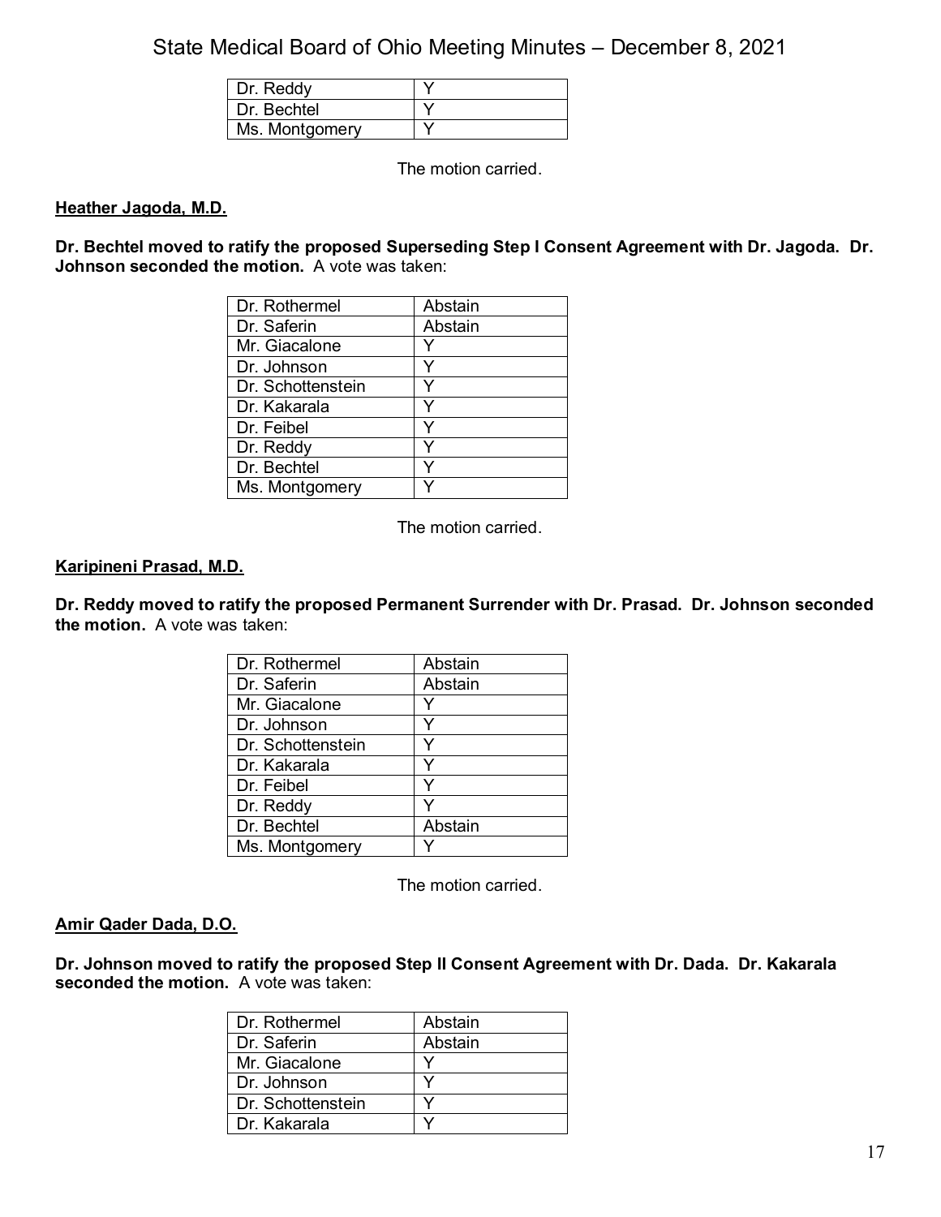| | |
|---|---|
| Dr. Reddy | Y |
| Dr. Bechtel | Y |
| Ms. Montgomery | Y |

The motion carried.

**Heather Jagoda, M.D.**

**Dr. Bechtel moved to ratify the proposed Superseding Step I Consent Agreement with Dr. Jagoda. Dr. Johnson seconded the motion.** A vote was taken:

| | |
|---|---|
| Dr. Rothermel | Abstain |
| Dr. Saferin | Abstain |
| Mr. Giacalone | Y |
| Dr. Johnson | Y |
| Dr. Schottenstein | Y |
| Dr. Kakarala | Y |
| Dr. Feibel | Y |
| Dr. Reddy | Y |
| Dr. Bechtel | Y |
| Ms. Montgomery | Y |

The motion carried.

**Karipineni Prasad, M.D.**

**Dr. Reddy moved to ratify the proposed Permanent Surrender with Dr. Prasad. Dr. Johnson seconded the motion.** A vote was taken:

| | |
|---|---|
| Dr. Rothermel | Abstain |
| Dr. Saferin | Abstain |
| Mr. Giacalone | Y |
| Dr. Johnson | Y |
| Dr. Schottenstein | Y |
| Dr. Kakarala | Y |
| Dr. Feibel | Y |
| Dr. Reddy | Y |
| Dr. Bechtel | Abstain |
| Ms. Montgomery | Y |

The motion carried.

**Amir Qader Dada, D.O.**

**Dr. Johnson moved to ratify the proposed Step II Consent Agreement with Dr. Dada. Dr. Kakarala seconded the motion.** A vote was taken:

| | |
|---|---|
| Dr. Rothermel | Abstain |
| Dr. Saferin | Abstain |
| Mr. Giacalone | Y |
| Dr. Johnson | Y |
| Dr. Schottenstein | Y |
| Dr. Kakarala | Y |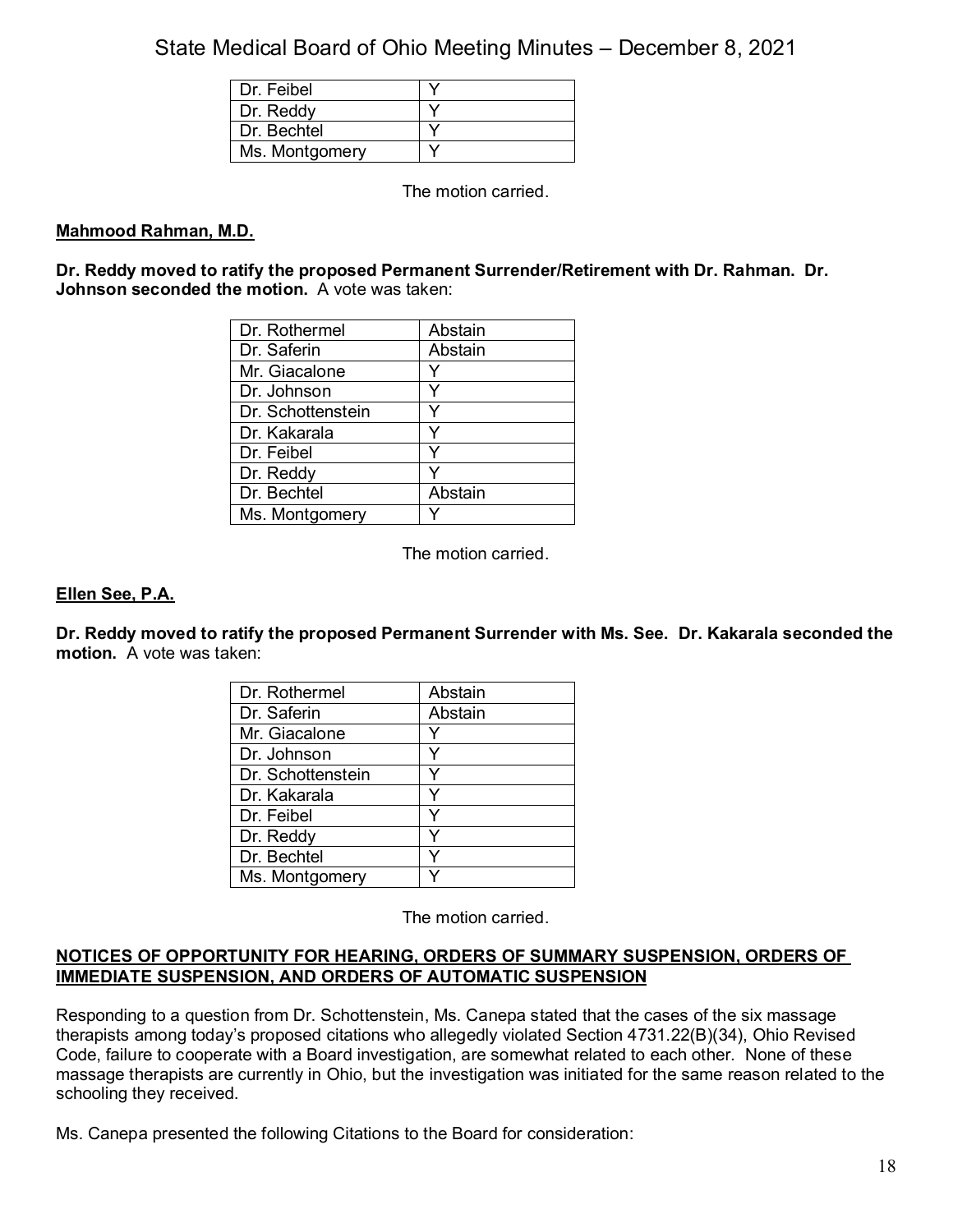| Dr. Feibel | Y |
|---|---|
| Dr. Reddy | Y |
| Dr. Bechtel | Y |
| Ms. Montgomery | Y |

The motion carried.

**Mahmood Rahman, M.D.**

**Dr. Reddy moved to ratify the proposed Permanent Surrender/Retirement with Dr. Rahman. Dr. Johnson seconded the motion.** A vote was taken:

| Dr. Rothermel | Abstain |
|---|---|
| Dr. Saferin | Abstain |
| Mr. Giacalone | Y |
| Dr. Johnson | Y |
| Dr. Schottenstein | Y |
| Dr. Kakarala | Y |
| Dr. Feibel | Y |
| Dr. Reddy | Y |
| Dr. Bechtel | Abstain |
| Ms. Montgomery | Y |

The motion carried.

**Ellen See, P.A.**

**Dr. Reddy moved to ratify the proposed Permanent Surrender with Ms. See. Dr. Kakarala seconded the motion.** A vote was taken:

| Dr. Rothermel | Abstain |
|---|---|
| Dr. Saferin | Abstain |
| Mr. Giacalone | Y |
| Dr. Johnson | Y |
| Dr. Schottenstein | Y |
| Dr. Kakarala | Y |
| Dr. Feibel | Y |
| Dr. Reddy | Y |
| Dr. Bechtel | Y |
| Ms. Montgomery | Y |

The motion carried.

**NOTICES OF OPPORTUNITY FOR HEARING, ORDERS OF SUMMARY SUSPENSION, ORDERS OF IMMEDIATE SUSPENSION, AND ORDERS OF AUTOMATIC SUSPENSION**

Responding to a question from Dr. Schottenstein, Ms. Canepa stated that the cases of the six massage therapists among today's proposed citations who allegedly violated Section 4731.22(B)(34), Ohio Revised Code, failure to cooperate with a Board investigation, are somewhat related to each other. None of these massage therapists are currently in Ohio, but the investigation was initiated for the same reason related to the schooling they received.

Ms. Canepa presented the following Citations to the Board for consideration: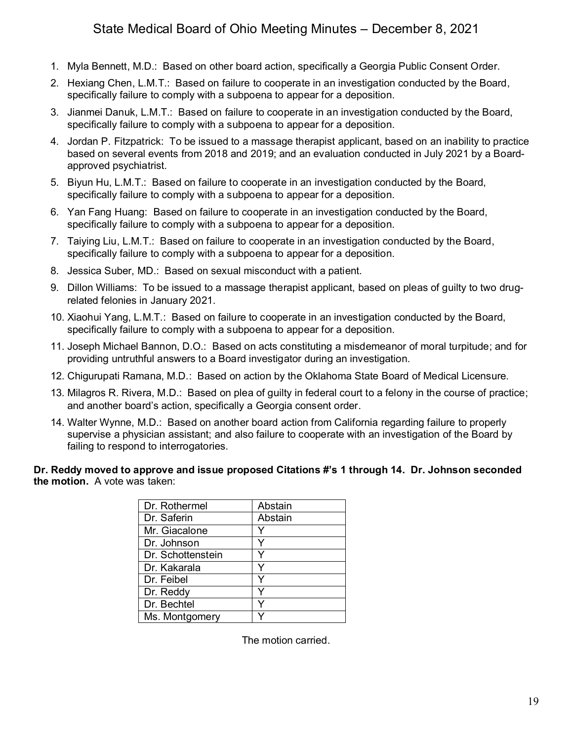1. Myla Bennett, M.D.: Based on other board action, specifically a Georgia Public Consent Order.
2. Hexiang Chen, L.M.T.: Based on failure to cooperate in an investigation conducted by the Board, specifically failure to comply with a subpoena to appear for a deposition.
3. Jianmei Danuk, L.M.T.: Based on failure to cooperate in an investigation conducted by the Board, specifically failure to comply with a subpoena to appear for a deposition.
4. Jordan P. Fitzpatrick: To be issued to a massage therapist applicant, based on an inability to practice based on several events from 2018 and 2019; and an evaluation conducted in July 2021 by a Board-approved psychiatrist.
5. Biyun Hu, L.M.T.: Based on failure to cooperate in an investigation conducted by the Board, specifically failure to comply with a subpoena to appear for a deposition.
6. Yan Fang Huang: Based on failure to cooperate in an investigation conducted by the Board, specifically failure to comply with a subpoena to appear for a deposition.
7. Taiying Liu, L.M.T.: Based on failure to cooperate in an investigation conducted by the Board, specifically failure to comply with a subpoena to appear for a deposition.
8. Jessica Suber, MD.: Based on sexual misconduct with a patient.
9. Dillon Williams: To be issued to a massage therapist applicant, based on pleas of guilty to two drug-related felonies in January 2021.
10. Xiaohui Yang, L.M.T.: Based on failure to cooperate in an investigation conducted by the Board, specifically failure to comply with a subpoena to appear for a deposition.
11. Joseph Michael Bannon, D.O.: Based on acts constituting a misdemeanor of moral turpitude; and for providing untruthful answers to a Board investigator during an investigation.
12. Chigurupati Ramana, M.D.: Based on action by the Oklahoma State Board of Medical Licensure.
13. Milagros R. Rivera, M.D.: Based on plea of guilty in federal court to a felony in the course of practice; and another board's action, specifically a Georgia consent order.
14. Walter Wynne, M.D.: Based on another board action from California regarding failure to properly supervise a physician assistant; and also failure to cooperate with an investigation of the Board by failing to respond to interrogatories.

**Dr. Reddy moved to approve and issue proposed Citations #'s 1 through 14. Dr. Johnson seconded the motion.** A vote was taken:

| | |
|---|---|
| Dr. Rothermel | Abstain |
| Dr. Saferin | Abstain |
| Mr. Giacalone | Y |
| Dr. Johnson | Y |
| Dr. Schottenstein | Y |
| Dr. Kakarala | Y |
| Dr. Feibel | Y |
| Dr. Reddy | Y |
| Dr. Bechtel | Y |
| Ms. Montgomery | Y |

The motion carried.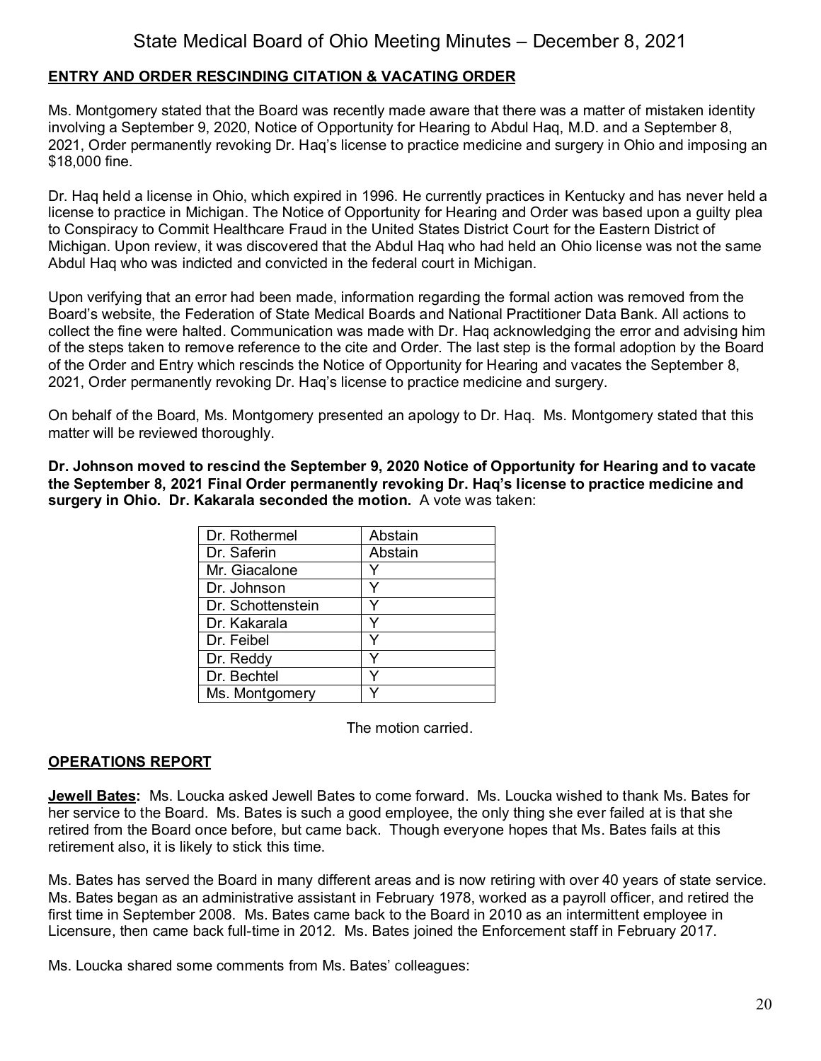## ENTRY AND ORDER RESCINDING CITATION & VACATING ORDER

Ms. Montgomery stated that the Board was recently made aware that there was a matter of mistaken identity involving a September 9, 2020, Notice of Opportunity for Hearing to Abdul Haq, M.D. and a September 8, 2021, Order permanently revoking Dr. Haq's license to practice medicine and surgery in Ohio and imposing an $18,000 fine.

Dr. Haq held a license in Ohio, which expired in 1996. He currently practices in Kentucky and has never held a license to practice in Michigan. The Notice of Opportunity for Hearing and Order was based upon a guilty plea to Conspiracy to Commit Healthcare Fraud in the United States District Court for the Eastern District of Michigan. Upon review, it was discovered that the Abdul Haq who had held an Ohio license was not the same Abdul Haq who was indicted and convicted in the federal court in Michigan.

Upon verifying that an error had been made, information regarding the formal action was removed from the Board's website, the Federation of State Medical Boards and National Practitioner Data Bank. All actions to collect the fine were halted. Communication was made with Dr. Haq acknowledging the error and advising him of the steps taken to remove reference to the cite and Order. The last step is the formal adoption by the Board of the Order and Entry which rescinds the Notice of Opportunity for Hearing and vacates the September 8, 2021, Order permanently revoking Dr. Haq's license to practice medicine and surgery.

On behalf of the Board, Ms. Montgomery presented an apology to Dr. Haq. Ms. Montgomery stated that this matter will be reviewed thoroughly.

**Dr. Johnson moved to rescind the September 9, 2020 Notice of Opportunity for Hearing and to vacate the September 8, 2021 Final Order permanently revoking Dr. Haq's license to practice medicine and surgery in Ohio. Dr. Kakarala seconded the motion.** A vote was taken:

| | |
|---|---|
| Dr. Rothermel | Abstain |
| Dr. Saferin | Abstain |
| Mr. Giacalone | Y |
| Dr. Johnson | Y |
| Dr. Schottenstein | Y |
| Dr. Kakarala | Y |
| Dr. Feibel | Y |
| Dr. Reddy | Y |
| Dr. Bechtel | Y |
| Ms. Montgomery | Y |

The motion carried.

## OPERATIONS REPORT

**Jewell Bates:** Ms. Loucka asked Jewell Bates to come forward. Ms. Loucka wished to thank Ms. Bates for her service to the Board. Ms. Bates is such a good employee, the only thing she ever failed at is that she retired from the Board once before, but came back. Though everyone hopes that Ms. Bates fails at this retirement also, it is likely to stick this time.

Ms. Bates has served the Board in many different areas and is now retiring with over 40 years of state service. Ms. Bates began as an administrative assistant in February 1978, worked as a payroll officer, and retired the first time in September 2008. Ms. Bates came back to the Board in 2010 as an intermittent employee in Licensure, then came back full-time in 2012. Ms. Bates joined the Enforcement staff in February 2017.

Ms. Loucka shared some comments from Ms. Bates' colleagues: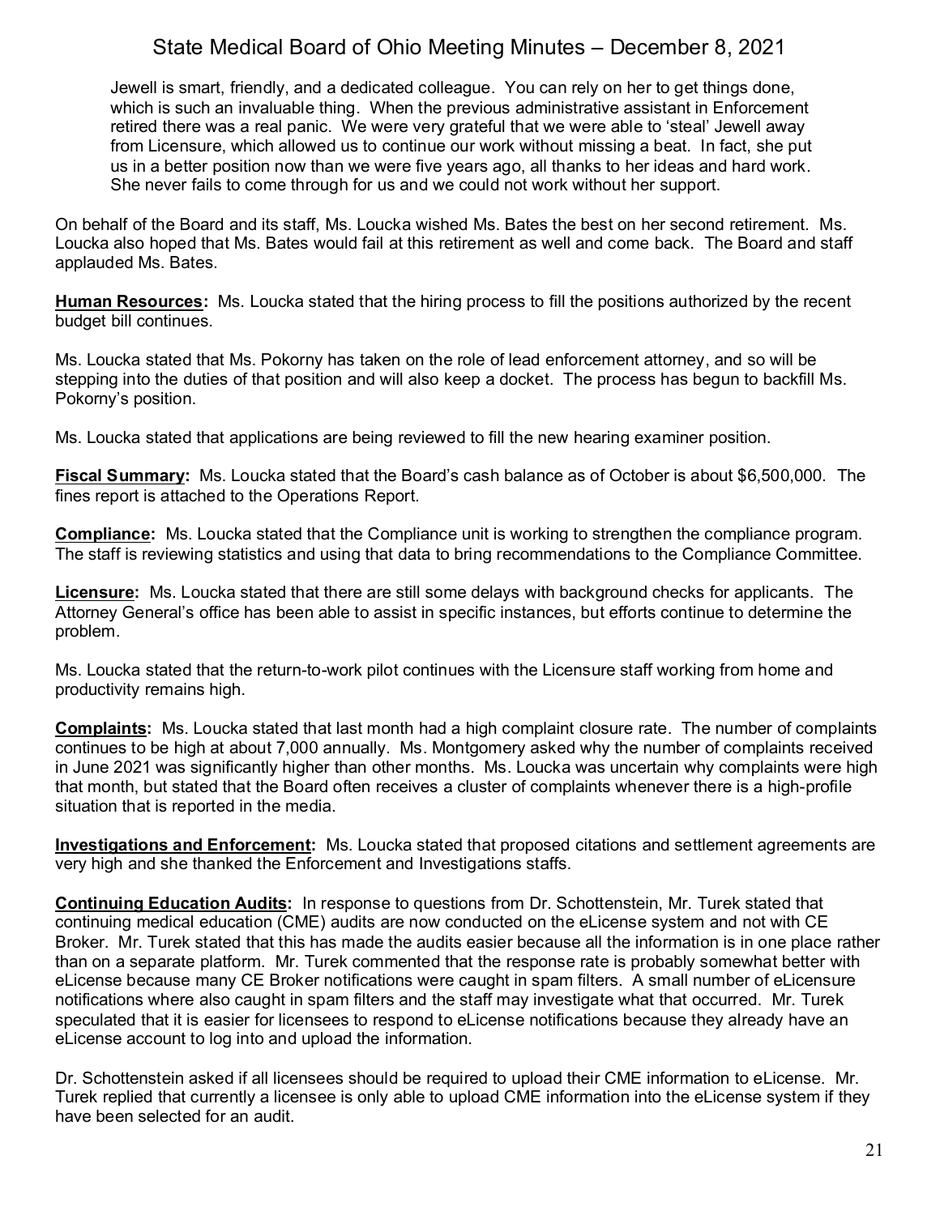> Jewell is smart, friendly, and a dedicated colleague. You can rely on her to get things done, which is such an invaluable thing. When the previous administrative assistant in Enforcement retired there was a real panic. We were very grateful that we were able to 'steal' Jewell away from Licensure, which allowed us to continue our work without missing a beat. In fact, she put us in a better position now than we were five years ago, all thanks to her ideas and hard work. She never fails to come through for us and we could not work without her support.

On behalf of the Board and its staff, Ms. Loucka wished Ms. Bates the best on her second retirement. Ms. Loucka also hoped that Ms. Bates would fail at this retirement as well and come back. The Board and staff applauded Ms. Bates.

**Human Resources:** Ms. Loucka stated that the hiring process to fill the positions authorized by the recent budget bill continues.

Ms. Loucka stated that Ms. Pokorny has taken on the role of lead enforcement attorney, and so will be stepping into the duties of that position and will also keep a docket. The process has begun to backfill Ms. Pokorny's position.

Ms. Loucka stated that applications are being reviewed to fill the new hearing examiner position.

**Fiscal Summary:** Ms. Loucka stated that the Board's cash balance as of October is about $6,500,000. The fines report is attached to the Operations Report.

**Compliance:** Ms. Loucka stated that the Compliance unit is working to strengthen the compliance program. The staff is reviewing statistics and using that data to bring recommendations to the Compliance Committee.

**Licensure:** Ms. Loucka stated that there are still some delays with background checks for applicants. The Attorney General's office has been able to assist in specific instances, but efforts continue to determine the problem.

Ms. Loucka stated that the return-to-work pilot continues with the Licensure staff working from home and productivity remains high.

**Complaints:** Ms. Loucka stated that last month had a high complaint closure rate. The number of complaints continues to be high at about 7,000 annually. Ms. Montgomery asked why the number of complaints received in June 2021 was significantly higher than other months. Ms. Loucka was uncertain why complaints were high that month, but stated that the Board often receives a cluster of complaints whenever there is a high-profile situation that is reported in the media.

**Investigations and Enforcement:** Ms. Loucka stated that proposed citations and settlement agreements are very high and she thanked the Enforcement and Investigations staffs.

**Continuing Education Audits:** In response to questions from Dr. Schottenstein, Mr. Turek stated that continuing medical education (CME) audits are now conducted on the eLicense system and not with CE Broker. Mr. Turek stated that this has made the audits easier because all the information is in one place rather than on a separate platform. Mr. Turek commented that the response rate is probably somewhat better with eLicense because many CE Broker notifications were caught in spam filters. A small number of eLicensure notifications where also caught in spam filters and the staff may investigate what that occurred. Mr. Turek speculated that it is easier for licensees to respond to eLicense notifications because they already have an eLicense account to log into and upload the information.

Dr. Schottenstein asked if all licensees should be required to upload their CME information to eLicense. Mr. Turek replied that currently a licensee is only able to upload CME information into the eLicense system if they have been selected for an audit.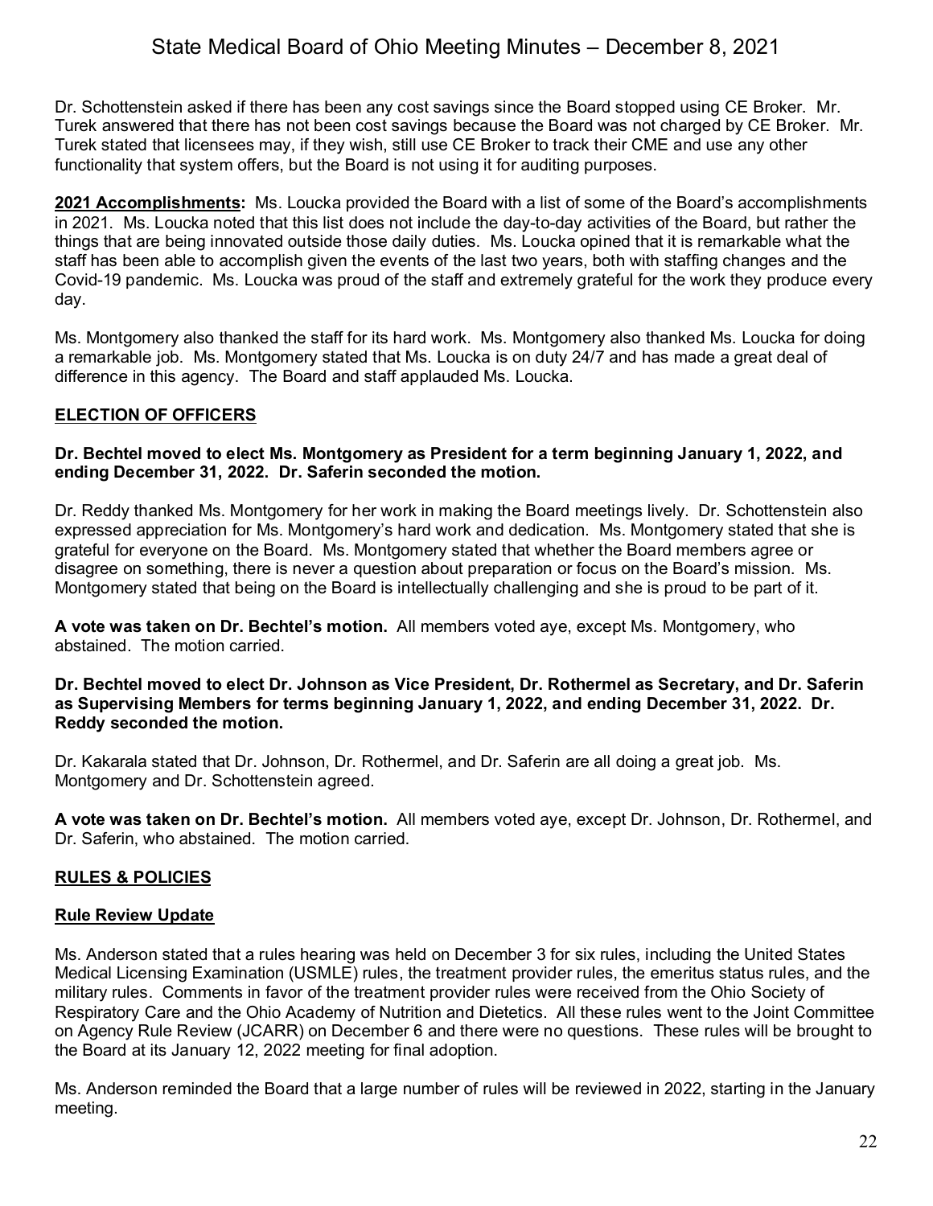Dr. Schottenstein asked if there has been any cost savings since the Board stopped using CE Broker. Mr. Turek answered that there has not been cost savings because the Board was not charged by CE Broker. Mr. Turek stated that licensees may, if they wish, still use CE Broker to track their CME and use any other functionality that system offers, but the Board is not using it for auditing purposes.

**2021 Accomplishments:** Ms. Loucka provided the Board with a list of some of the Board's accomplishments in 2021. Ms. Loucka noted that this list does not include the day-to-day activities of the Board, but rather the things that are being innovated outside those daily duties. Ms. Loucka opined that it is remarkable what the staff has been able to accomplish given the events of the last two years, both with staffing changes and the Covid-19 pandemic. Ms. Loucka was proud of the staff and extremely grateful for the work they produce every day.

Ms. Montgomery also thanked the staff for its hard work. Ms. Montgomery also thanked Ms. Loucka for doing a remarkable job. Ms. Montgomery stated that Ms. Loucka is on duty 24/7 and has made a great deal of difference in this agency. The Board and staff applauded Ms. Loucka.

## ELECTION OF OFFICERS

**Dr. Bechtel moved to elect Ms. Montgomery as President for a term beginning January 1, 2022, and ending December 31, 2022. Dr. Saferin seconded the motion.**

Dr. Reddy thanked Ms. Montgomery for her work in making the Board meetings lively. Dr. Schottenstein also expressed appreciation for Ms. Montgomery's hard work and dedication. Ms. Montgomery stated that she is grateful for everyone on the Board. Ms. Montgomery stated that whether the Board members agree or disagree on something, there is never a question about preparation or focus on the Board's mission. Ms. Montgomery stated that being on the Board is intellectually challenging and she is proud to be part of it.

**A vote was taken on Dr. Bechtel's motion.** All members voted aye, except Ms. Montgomery, who abstained. The motion carried.

**Dr. Bechtel moved to elect Dr. Johnson as Vice President, Dr. Rothermel as Secretary, and Dr. Saferin as Supervising Members for terms beginning January 1, 2022, and ending December 31, 2022. Dr. Reddy seconded the motion.**

Dr. Kakarala stated that Dr. Johnson, Dr. Rothermel, and Dr. Saferin are all doing a great job. Ms. Montgomery and Dr. Schottenstein agreed.

**A vote was taken on Dr. Bechtel's motion.** All members voted aye, except Dr. Johnson, Dr. Rothermel, and Dr. Saferin, who abstained. The motion carried.

## RULES & POLICIES

### Rule Review Update

Ms. Anderson stated that a rules hearing was held on December 3 for six rules, including the United States Medical Licensing Examination (USMLE) rules, the treatment provider rules, the emeritus status rules, and the military rules. Comments in favor of the treatment provider rules were received from the Ohio Society of Respiratory Care and the Ohio Academy of Nutrition and Dietetics. All these rules went to the Joint Committee on Agency Rule Review (JCARR) on December 6 and there were no questions. These rules will be brought to the Board at its January 12, 2022 meeting for final adoption.

Ms. Anderson reminded the Board that a large number of rules will be reviewed in 2022, starting in the January meeting.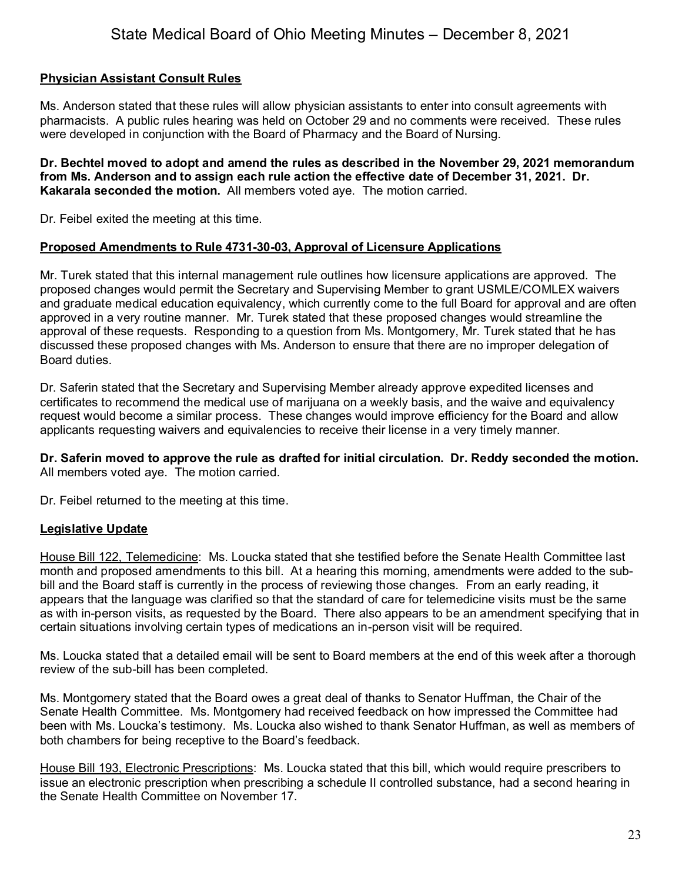**Physician Assistant Consult Rules**

Ms. Anderson stated that these rules will allow physician assistants to enter into consult agreements with pharmacists. A public rules hearing was held on October 29 and no comments were received. These rules were developed in conjunction with the Board of Pharmacy and the Board of Nursing.

**Dr. Bechtel moved to adopt and amend the rules as described in the November 29, 2021 memorandum from Ms. Anderson and to assign each rule action the effective date of December 31, 2021. Dr. Kakarala seconded the motion.** All members voted aye. The motion carried.

Dr. Feibel exited the meeting at this time.

**Proposed Amendments to Rule 4731-30-03, Approval of Licensure Applications**

Mr. Turek stated that this internal management rule outlines how licensure applications are approved. The proposed changes would permit the Secretary and Supervising Member to grant USMLE/COMLEX waivers and graduate medical education equivalency, which currently come to the full Board for approval and are often approved in a very routine manner. Mr. Turek stated that these proposed changes would streamline the approval of these requests. Responding to a question from Ms. Montgomery, Mr. Turek stated that he has discussed these proposed changes with Ms. Anderson to ensure that there are no improper delegation of Board duties.

Dr. Saferin stated that the Secretary and Supervising Member already approve expedited licenses and certificates to recommend the medical use of marijuana on a weekly basis, and the waive and equivalency request would become a similar process. These changes would improve efficiency for the Board and allow applicants requesting waivers and equivalencies to receive their license in a very timely manner.

**Dr. Saferin moved to approve the rule as drafted for initial circulation. Dr. Reddy seconded the motion.** All members voted aye. The motion carried.

Dr. Feibel returned to the meeting at this time.

**Legislative Update**

House Bill 122, Telemedicine: Ms. Loucka stated that she testified before the Senate Health Committee last month and proposed amendments to this bill. At a hearing this morning, amendments were added to the sub-bill and the Board staff is currently in the process of reviewing those changes. From an early reading, it appears that the language was clarified so that the standard of care for telemedicine visits must be the same as with in-person visits, as requested by the Board. There also appears to be an amendment specifying that in certain situations involving certain types of medications an in-person visit will be required.

Ms. Loucka stated that a detailed email will be sent to Board members at the end of this week after a thorough review of the sub-bill has been completed.

Ms. Montgomery stated that the Board owes a great deal of thanks to Senator Huffman, the Chair of the Senate Health Committee. Ms. Montgomery had received feedback on how impressed the Committee had been with Ms. Loucka's testimony. Ms. Loucka also wished to thank Senator Huffman, as well as members of both chambers for being receptive to the Board's feedback.

House Bill 193, Electronic Prescriptions: Ms. Loucka stated that this bill, which would require prescribers to issue an electronic prescription when prescribing a schedule II controlled substance, had a second hearing in the Senate Health Committee on November 17.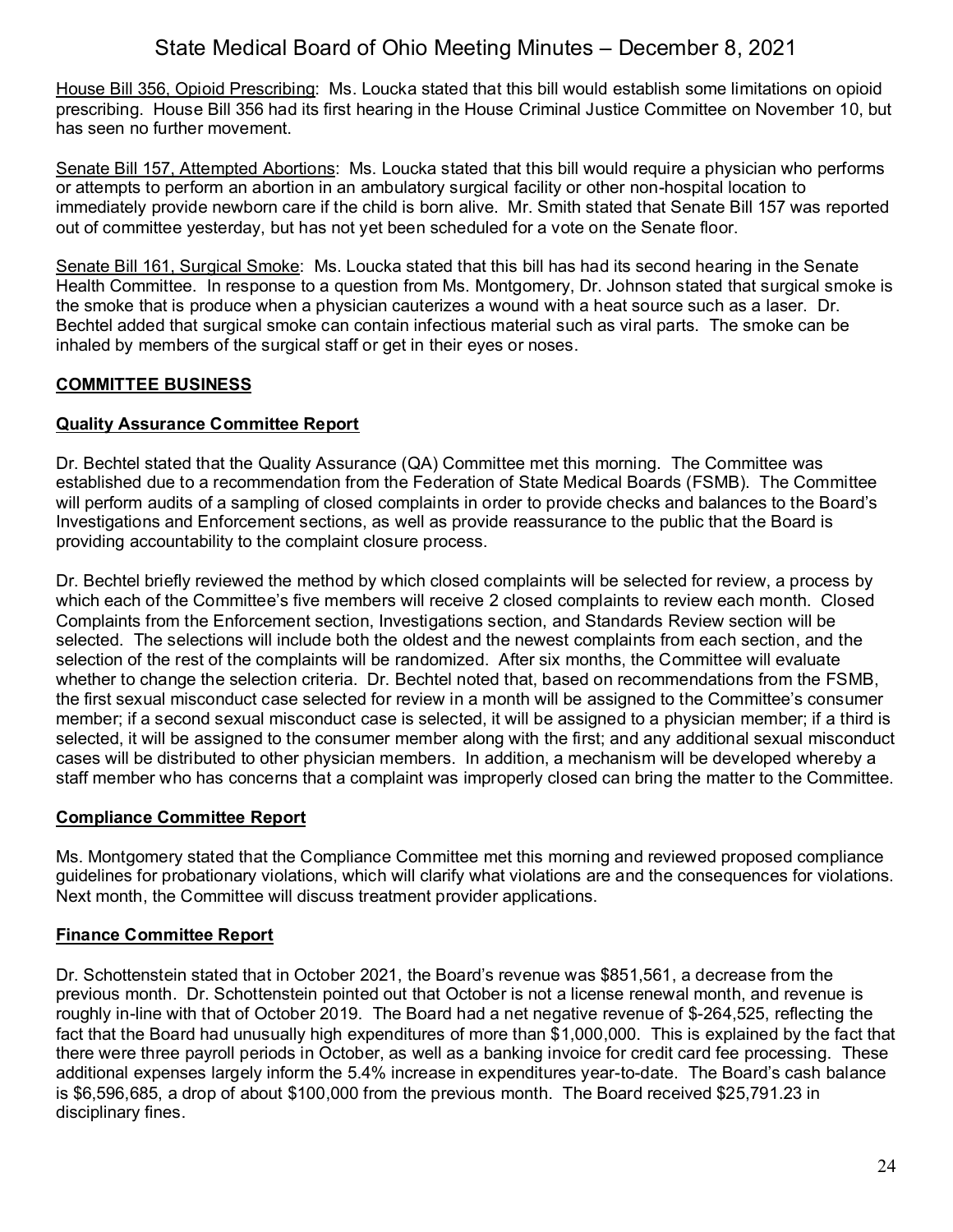House Bill 356, Opioid Prescribing: Ms. Loucka stated that this bill would establish some limitations on opioid prescribing. House Bill 356 had its first hearing in the House Criminal Justice Committee on November 10, but has seen no further movement.

Senate Bill 157, Attempted Abortions: Ms. Loucka stated that this bill would require a physician who performs or attempts to perform an abortion in an ambulatory surgical facility or other non-hospital location to immediately provide newborn care if the child is born alive. Mr. Smith stated that Senate Bill 157 was reported out of committee yesterday, but has not yet been scheduled for a vote on the Senate floor.

Senate Bill 161, Surgical Smoke: Ms. Loucka stated that this bill has had its second hearing in the Senate Health Committee. In response to a question from Ms. Montgomery, Dr. Johnson stated that surgical smoke is the smoke that is produce when a physician cauterizes a wound with a heat source such as a laser. Dr. Bechtel added that surgical smoke can contain infectious material such as viral parts. The smoke can be inhaled by members of the surgical staff or get in their eyes or noses.

## COMMITTEE BUSINESS

### Quality Assurance Committee Report

Dr. Bechtel stated that the Quality Assurance (QA) Committee met this morning. The Committee was established due to a recommendation from the Federation of State Medical Boards (FSMB). The Committee will perform audits of a sampling of closed complaints in order to provide checks and balances to the Board's Investigations and Enforcement sections, as well as provide reassurance to the public that the Board is providing accountability to the complaint closure process.

Dr. Bechtel briefly reviewed the method by which closed complaints will be selected for review, a process by which each of the Committee's five members will receive 2 closed complaints to review each month. Closed Complaints from the Enforcement section, Investigations section, and Standards Review section will be selected. The selections will include both the oldest and the newest complaints from each section, and the selection of the rest of the complaints will be randomized. After six months, the Committee will evaluate whether to change the selection criteria. Dr. Bechtel noted that, based on recommendations from the FSMB, the first sexual misconduct case selected for review in a month will be assigned to the Committee's consumer member; if a second sexual misconduct case is selected, it will be assigned to a physician member; if a third is selected, it will be assigned to the consumer member along with the first; and any additional sexual misconduct cases will be distributed to other physician members. In addition, a mechanism will be developed whereby a staff member who has concerns that a complaint was improperly closed can bring the matter to the Committee.

### Compliance Committee Report

Ms. Montgomery stated that the Compliance Committee met this morning and reviewed proposed compliance guidelines for probationary violations, which will clarify what violations are and the consequences for violations. Next month, the Committee will discuss treatment provider applications.

### Finance Committee Report

Dr. Schottenstein stated that in October 2021, the Board's revenue was $851,561, a decrease from the previous month. Dr. Schottenstein pointed out that October is not a license renewal month, and revenue is roughly in-line with that of October 2019. The Board had a net negative revenue of $-264,525, reflecting the fact that the Board had unusually high expenditures of more than $1,000,000. This is explained by the fact that there were three payroll periods in October, as well as a banking invoice for credit card fee processing. These additional expenses largely inform the 5.4% increase in expenditures year-to-date. The Board's cash balance is $6,596,685, a drop of about $100,000 from the previous month. The Board received $25,791.23 in disciplinary fines.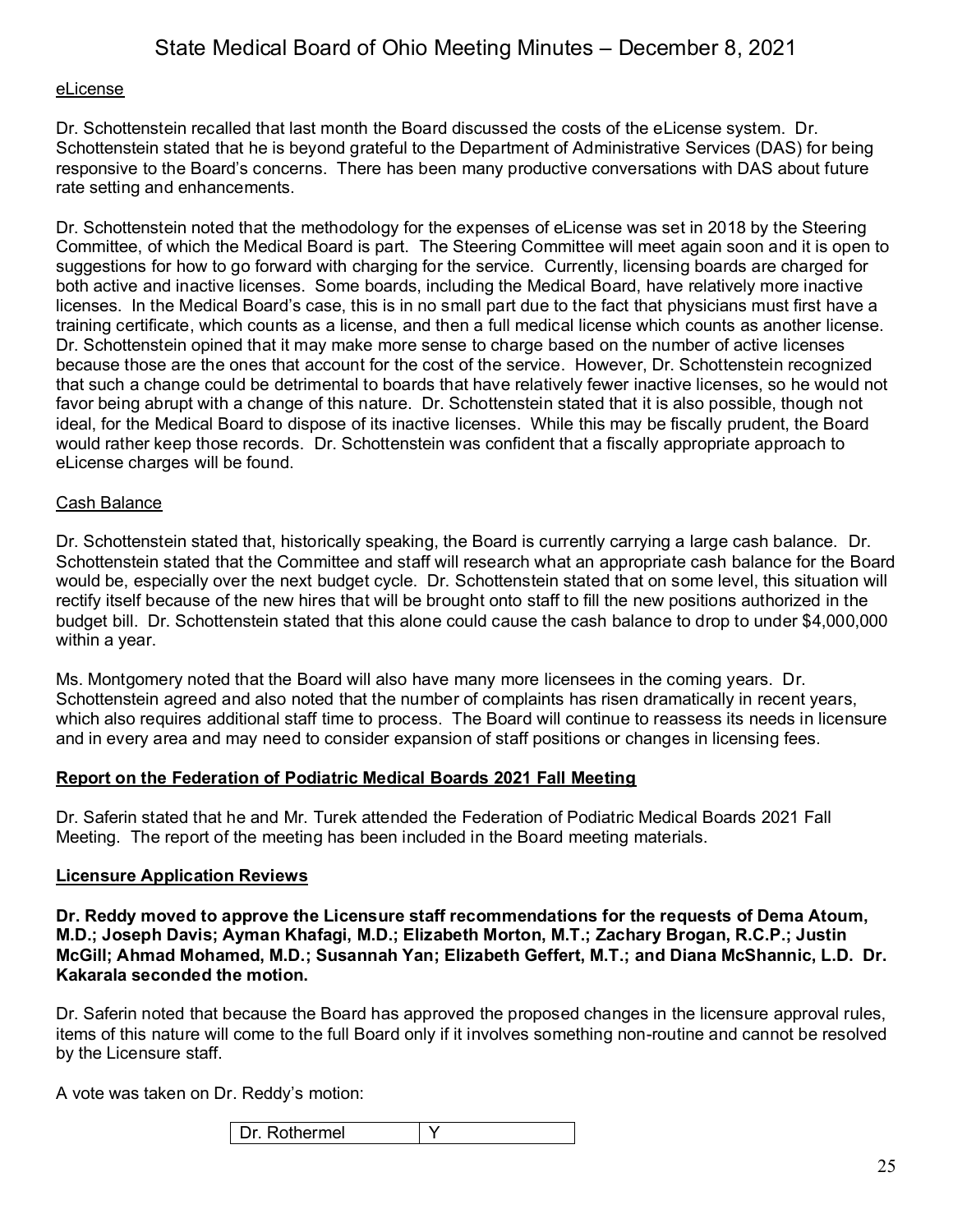eLicense

Dr. Schottenstein recalled that last month the Board discussed the costs of the eLicense system. Dr. Schottenstein stated that he is beyond grateful to the Department of Administrative Services (DAS) for being responsive to the Board's concerns. There has been many productive conversations with DAS about future rate setting and enhancements.

Dr. Schottenstein noted that the methodology for the expenses of eLicense was set in 2018 by the Steering Committee, of which the Medical Board is part. The Steering Committee will meet again soon and it is open to suggestions for how to go forward with charging for the service. Currently, licensing boards are charged for both active and inactive licenses. Some boards, including the Medical Board, have relatively more inactive licenses. In the Medical Board's case, this is in no small part due to the fact that physicians must first have a training certificate, which counts as a license, and then a full medical license which counts as another license. Dr. Schottenstein opined that it may make more sense to charge based on the number of active licenses because those are the ones that account for the cost of the service. However, Dr. Schottenstein recognized that such a change could be detrimental to boards that have relatively fewer inactive licenses, so he would not favor being abrupt with a change of this nature. Dr. Schottenstein stated that it is also possible, though not ideal, for the Medical Board to dispose of its inactive licenses. While this may be fiscally prudent, the Board would rather keep those records. Dr. Schottenstein was confident that a fiscally appropriate approach to eLicense charges will be found.

Cash Balance

Dr. Schottenstein stated that, historically speaking, the Board is currently carrying a large cash balance. Dr. Schottenstein stated that the Committee and staff will research what an appropriate cash balance for the Board would be, especially over the next budget cycle. Dr. Schottenstein stated that on some level, this situation will rectify itself because of the new hires that will be brought onto staff to fill the new positions authorized in the budget bill. Dr. Schottenstein stated that this alone could cause the cash balance to drop to under $4,000,000 within a year.

Ms. Montgomery noted that the Board will also have many more licensees in the coming years. Dr. Schottenstein agreed and also noted that the number of complaints has risen dramatically in recent years, which also requires additional staff time to process. The Board will continue to reassess its needs in licensure and in every area and may need to consider expansion of staff positions or changes in licensing fees.

## Report on the Federation of Podiatric Medical Boards 2021 Fall Meeting

Dr. Saferin stated that he and Mr. Turek attended the Federation of Podiatric Medical Boards 2021 Fall Meeting. The report of the meeting has been included in the Board meeting materials.

## Licensure Application Reviews

**Dr. Reddy moved to approve the Licensure staff recommendations for the requests of Dema Atoum, M.D.; Joseph Davis; Ayman Khafagi, M.D.; Elizabeth Morton, M.T.; Zachary Brogan, R.C.P.; Justin McGill; Ahmad Mohamed, M.D.; Susannah Yan; Elizabeth Geffert, M.T.; and Diana McShannic, L.D. Dr. Kakarala seconded the motion.**

Dr. Saferin noted that because the Board has approved the proposed changes in the licensure approval rules, items of this nature will come to the full Board only if it involves something non-routine and cannot be resolved by the Licensure staff.

A vote was taken on Dr. Reddy's motion:

| Dr. Rothermel | Y |
|---|---|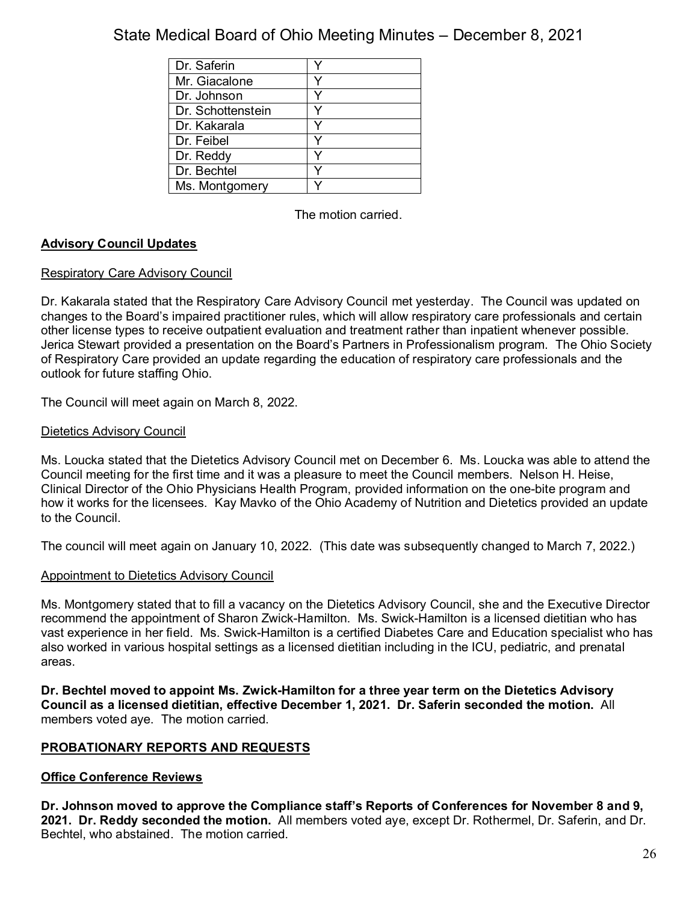| Dr. Saferin | Y |
|---|---|
| Mr. Giacalone | Y |
| Dr. Johnson | Y |
| Dr. Schottenstein | Y |
| Dr. Kakarala | Y |
| Dr. Feibel | Y |
| Dr. Reddy | Y |
| Dr. Bechtel | Y |
| Ms. Montgomery | Y |

The motion carried.

## Advisory Council Updates

### Respiratory Care Advisory Council

Dr. Kakarala stated that the Respiratory Care Advisory Council met yesterday. The Council was updated on changes to the Board's impaired practitioner rules, which will allow respiratory care professionals and certain other license types to receive outpatient evaluation and treatment rather than inpatient whenever possible. Jerica Stewart provided a presentation on the Board's Partners in Professionalism program. The Ohio Society of Respiratory Care provided an update regarding the education of respiratory care professionals and the outlook for future staffing Ohio.

The Council will meet again on March 8, 2022.

### Dietetics Advisory Council

Ms. Loucka stated that the Dietetics Advisory Council met on December 6. Ms. Loucka was able to attend the Council meeting for the first time and it was a pleasure to meet the Council members. Nelson H. Heise, Clinical Director of the Ohio Physicians Health Program, provided information on the one-bite program and how it works for the licensees. Kay Mavko of the Ohio Academy of Nutrition and Dietetics provided an update to the Council.

The council will meet again on January 10, 2022. (This date was subsequently changed to March 7, 2022.)

### Appointment to Dietetics Advisory Council

Ms. Montgomery stated that to fill a vacancy on the Dietetics Advisory Council, she and the Executive Director recommend the appointment of Sharon Zwick-Hamilton. Ms. Swick-Hamilton is a licensed dietitian who has vast experience in her field. Ms. Swick-Hamilton is a certified Diabetes Care and Education specialist who has also worked in various hospital settings as a licensed dietitian including in the ICU, pediatric, and prenatal areas.

**Dr. Bechtel moved to appoint Ms. Zwick-Hamilton for a three year term on the Dietetics Advisory Council as a licensed dietitian, effective December 1, 2021. Dr. Saferin seconded the motion.** All members voted aye. The motion carried.

## PROBATIONARY REPORTS AND REQUESTS

### Office Conference Reviews

**Dr. Johnson moved to approve the Compliance staff's Reports of Conferences for November 8 and 9, 2021. Dr. Reddy seconded the motion.** All members voted aye, except Dr. Rothermel, Dr. Saferin, and Dr. Bechtel, who abstained. The motion carried.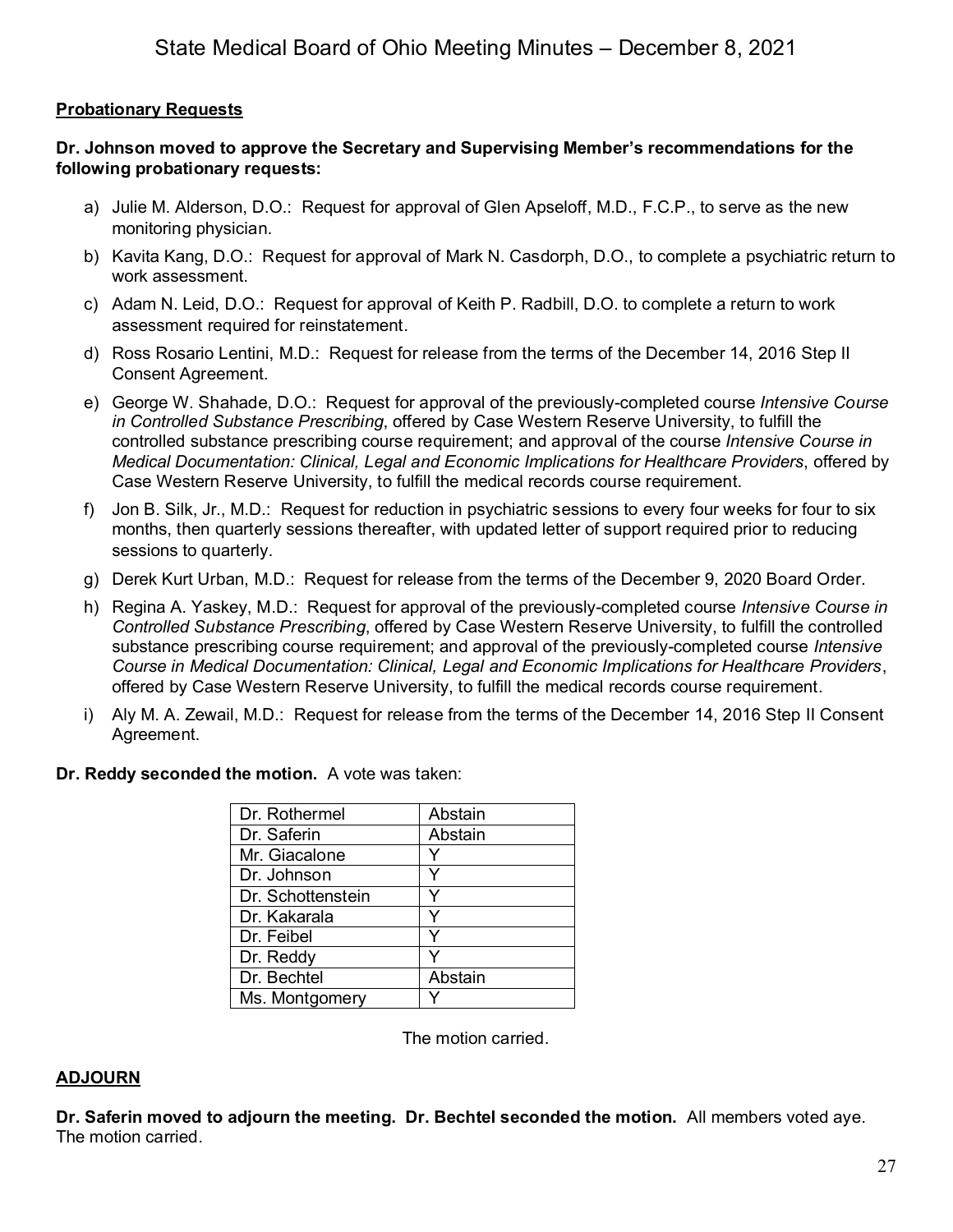## Probationary Requests

**Dr. Johnson moved to approve the Secretary and Supervising Member's recommendations for the following probationary requests:**

a) Julie M. Alderson, D.O.: Request for approval of Glen Apseloff, M.D., F.C.P., to serve as the new monitoring physician.

b) Kavita Kang, D.O.: Request for approval of Mark N. Casdorph, D.O., to complete a psychiatric return to work assessment.

c) Adam N. Leid, D.O.: Request for approval of Keith P. Radbill, D.O. to complete a return to work assessment required for reinstatement.

d) Ross Rosario Lentini, M.D.: Request for release from the terms of the December 14, 2016 Step II Consent Agreement.

e) George W. Shahade, D.O.: Request for approval of the previously-completed course *Intensive Course in Controlled Substance Prescribing*, offered by Case Western Reserve University, to fulfill the controlled substance prescribing course requirement; and approval of the course *Intensive Course in Medical Documentation: Clinical, Legal and Economic Implications for Healthcare Providers*, offered by Case Western Reserve University, to fulfill the medical records course requirement.

f) Jon B. Silk, Jr., M.D.: Request for reduction in psychiatric sessions to every four weeks for four to six months, then quarterly sessions thereafter, with updated letter of support required prior to reducing sessions to quarterly.

g) Derek Kurt Urban, M.D.: Request for release from the terms of the December 9, 2020 Board Order.

h) Regina A. Yaskey, M.D.: Request for approval of the previously-completed course *Intensive Course in Controlled Substance Prescribing*, offered by Case Western Reserve University, to fulfill the controlled substance prescribing course requirement; and approval of the previously-completed course *Intensive Course in Medical Documentation: Clinical, Legal and Economic Implications for Healthcare Providers*, offered by Case Western Reserve University, to fulfill the medical records course requirement.

i) Aly M. A. Zewail, M.D.: Request for release from the terms of the December 14, 2016 Step II Consent Agreement.

**Dr. Reddy seconded the motion.** A vote was taken:

| | |
|---|---|
| Dr. Rothermel | Abstain |
| Dr. Saferin | Abstain |
| Mr. Giacalone | Y |
| Dr. Johnson | Y |
| Dr. Schottenstein | Y |
| Dr. Kakarala | Y |
| Dr. Feibel | Y |
| Dr. Reddy | Y |
| Dr. Bechtel | Abstain |
| Ms. Montgomery | Y |

The motion carried.

## ADJOURN

**Dr. Saferin moved to adjourn the meeting. Dr. Bechtel seconded the motion.** All members voted aye. The motion carried.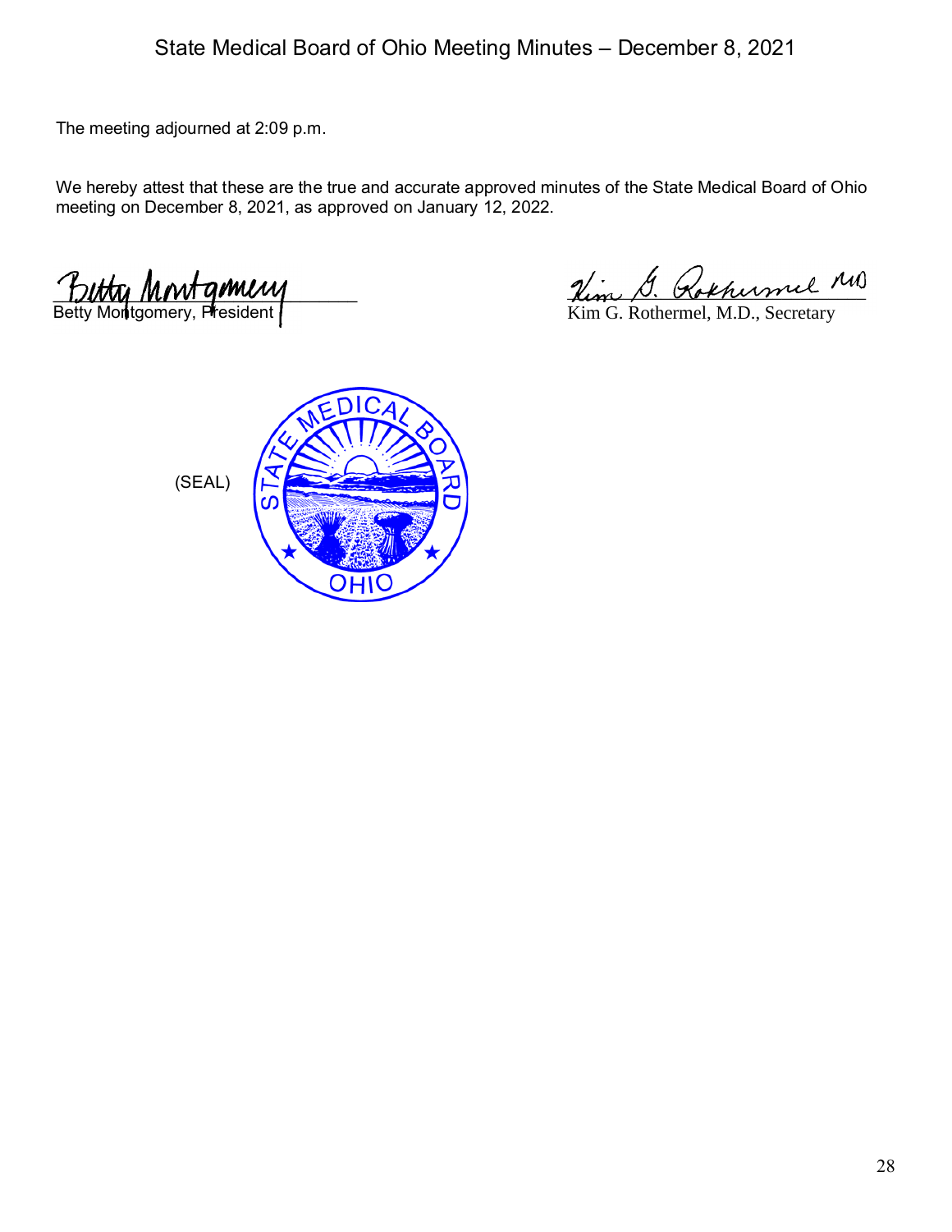The meeting adjourned at 2:09 p.m.

We hereby attest that these are the true and accurate approved minutes of the State Medical Board of Ohio meeting on December 8, 2021, as approved on January 12, 2022.

Betty Montgomery, President

Kim G. Rothermel, M.D., Secretary

(SEAL)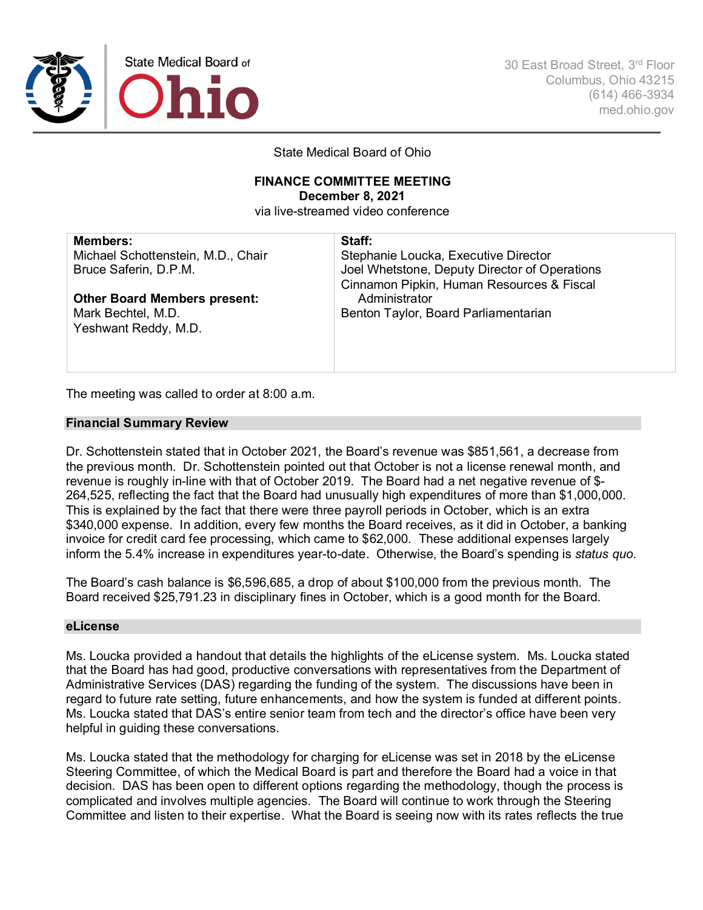State Medical Board of Ohio

30 East Broad Street, 3rd Floor
Columbus, Ohio 43215
(614) 466-3934
med.ohio.gov

State Medical Board of Ohio

**FINANCE COMMITTEE MEETING**
**December 8, 2021**
via live-streamed video conference

| **Members:** | **Staff:** |
|---|---|
| Michael Schottenstein, M.D., Chair | Stephanie Loucka, Executive Director |
| Bruce Saferin, D.P.M. | Joel Whetstone, Deputy Director of Operations |
| | Cinnamon Pipkin, Human Resources & Fiscal Administrator |
| **Other Board Members present:** | Benton Taylor, Board Parliamentarian |
| Mark Bechtel, M.D. | |
| Yeshwant Reddy, M.D. | |

The meeting was called to order at 8:00 a.m.

## Financial Summary Review

Dr. Schottenstein stated that in October 2021, the Board's revenue was $851,561, a decrease from the previous month. Dr. Schottenstein pointed out that October is not a license renewal month, and revenue is roughly in-line with that of October 2019. The Board had a net negative revenue of $-264,525, reflecting the fact that the Board had unusually high expenditures of more than $1,000,000. This is explained by the fact that there were three payroll periods in October, which is an extra $340,000 expense. In addition, every few months the Board receives, as it did in October, a banking invoice for credit card fee processing, which came to $62,000. These additional expenses largely inform the 5.4% increase in expenditures year-to-date. Otherwise, the Board's spending is *status quo*.

The Board's cash balance is $6,596,685, a drop of about $100,000 from the previous month. The Board received $25,791.23 in disciplinary fines in October, which is a good month for the Board.

## eLicense

Ms. Loucka provided a handout that details the highlights of the eLicense system. Ms. Loucka stated that the Board has had good, productive conversations with representatives from the Department of Administrative Services (DAS) regarding the funding of the system. The discussions have been in regard to future rate setting, future enhancements, and how the system is funded at different points. Ms. Loucka stated that DAS's entire senior team from tech and the director's office have been very helpful in guiding these conversations.

Ms. Loucka stated that the methodology for charging for eLicense was set in 2018 by the eLicense Steering Committee, of which the Medical Board is part and therefore the Board had a voice in that decision. DAS has been open to different options regarding the methodology, though the process is complicated and involves multiple agencies. The Board will continue to work through the Steering Committee and listen to their expertise. What the Board is seeing now with its rates reflects the true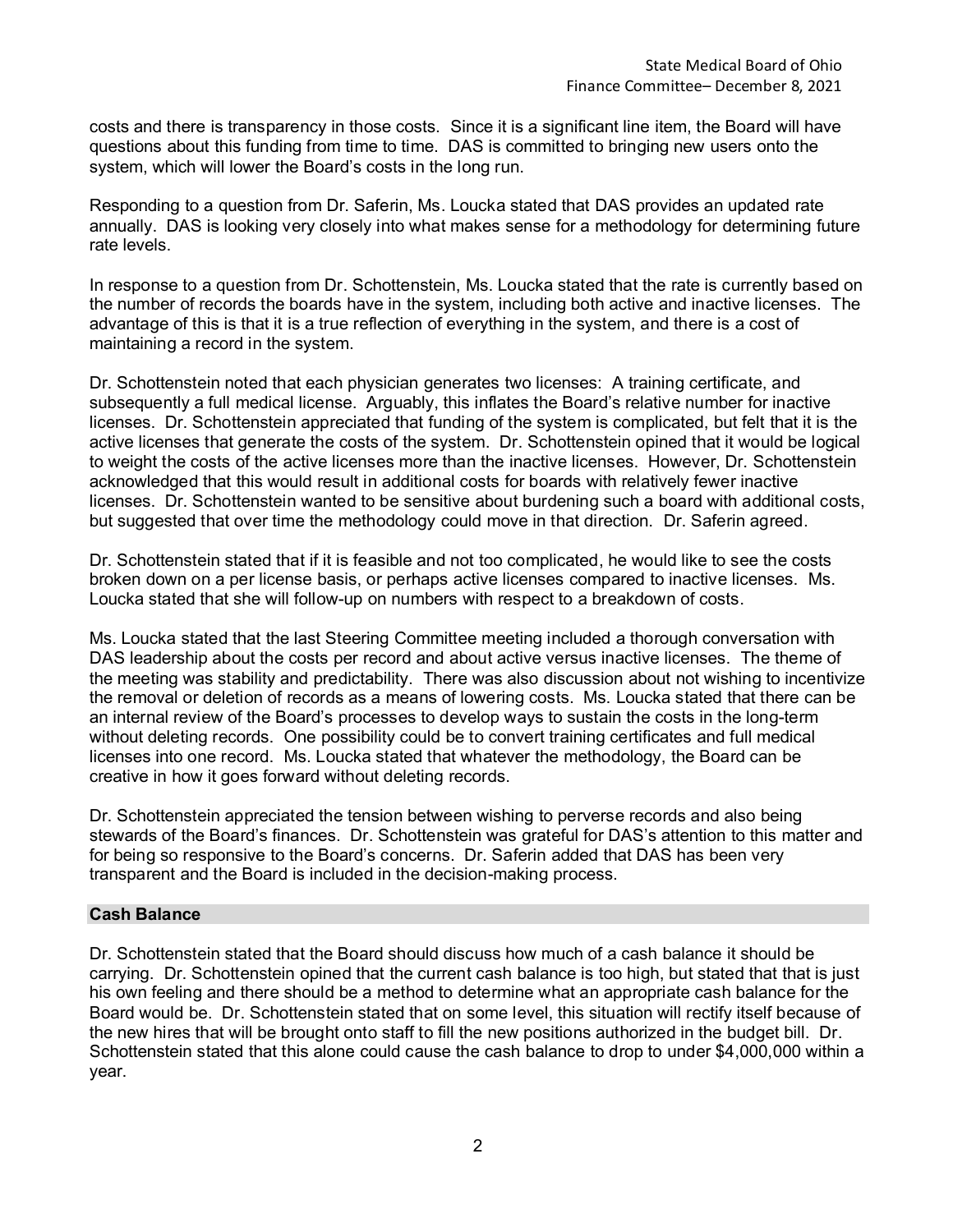costs and there is transparency in those costs. Since it is a significant line item, the Board will have questions about this funding from time to time. DAS is committed to bringing new users onto the system, which will lower the Board's costs in the long run.

Responding to a question from Dr. Saferin, Ms. Loucka stated that DAS provides an updated rate annually. DAS is looking very closely into what makes sense for a methodology for determining future rate levels.

In response to a question from Dr. Schottenstein, Ms. Loucka stated that the rate is currently based on the number of records the boards have in the system, including both active and inactive licenses. The advantage of this is that it is a true reflection of everything in the system, and there is a cost of maintaining a record in the system.

Dr. Schottenstein noted that each physician generates two licenses: A training certificate, and subsequently a full medical license. Arguably, this inflates the Board's relative number for inactive licenses. Dr. Schottenstein appreciated that funding of the system is complicated, but felt that it is the active licenses that generate the costs of the system. Dr. Schottenstein opined that it would be logical to weight the costs of the active licenses more than the inactive licenses. However, Dr. Schottenstein acknowledged that this would result in additional costs for boards with relatively fewer inactive licenses. Dr. Schottenstein wanted to be sensitive about burdening such a board with additional costs, but suggested that over time the methodology could move in that direction. Dr. Saferin agreed.

Dr. Schottenstein stated that if it is feasible and not too complicated, he would like to see the costs broken down on a per license basis, or perhaps active licenses compared to inactive licenses. Ms. Loucka stated that she will follow-up on numbers with respect to a breakdown of costs.

Ms. Loucka stated that the last Steering Committee meeting included a thorough conversation with DAS leadership about the costs per record and about active versus inactive licenses. The theme of the meeting was stability and predictability. There was also discussion about not wishing to incentivize the removal or deletion of records as a means of lowering costs. Ms. Loucka stated that there can be an internal review of the Board's processes to develop ways to sustain the costs in the long-term without deleting records. One possibility could be to convert training certificates and full medical licenses into one record. Ms. Loucka stated that whatever the methodology, the Board can be creative in how it goes forward without deleting records.

Dr. Schottenstein appreciated the tension between wishing to perverse records and also being stewards of the Board's finances. Dr. Schottenstein was grateful for DAS's attention to this matter and for being so responsive to the Board's concerns. Dr. Saferin added that DAS has been very transparent and the Board is included in the decision-making process.

## Cash Balance

Dr. Schottenstein stated that the Board should discuss how much of a cash balance it should be carrying. Dr. Schottenstein opined that the current cash balance is too high, but stated that that is just his own feeling and there should be a method to determine what an appropriate cash balance for the Board would be. Dr. Schottenstein stated that on some level, this situation will rectify itself because of the new hires that will be brought onto staff to fill the new positions authorized in the budget bill. Dr. Schottenstein stated that this alone could cause the cash balance to drop to under $4,000,000 within a year.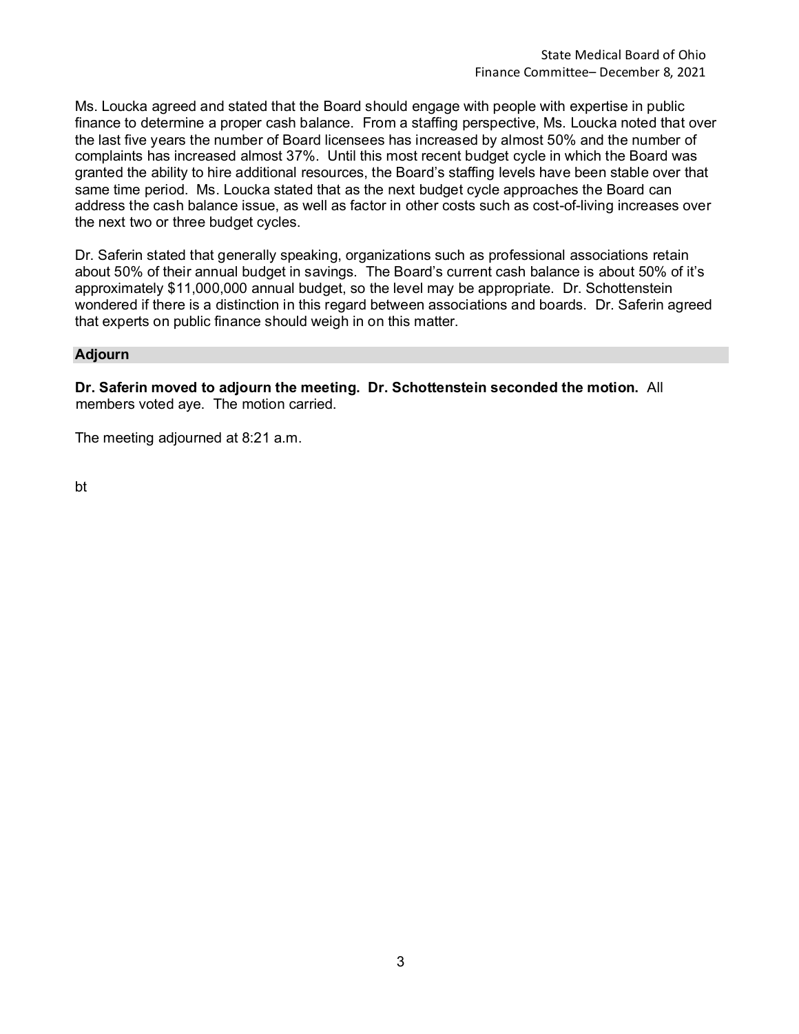Ms. Loucka agreed and stated that the Board should engage with people with expertise in public finance to determine a proper cash balance. From a staffing perspective, Ms. Loucka noted that over the last five years the number of Board licensees has increased by almost 50% and the number of complaints has increased almost 37%. Until this most recent budget cycle in which the Board was granted the ability to hire additional resources, the Board's staffing levels have been stable over that same time period. Ms. Loucka stated that as the next budget cycle approaches the Board can address the cash balance issue, as well as factor in other costs such as cost-of-living increases over the next two or three budget cycles.

Dr. Saferin stated that generally speaking, organizations such as professional associations retain about 50% of their annual budget in savings. The Board's current cash balance is about 50% of it's approximately $11,000,000 annual budget, so the level may be appropriate. Dr. Schottenstein wondered if there is a distinction in this regard between associations and boards. Dr. Saferin agreed that experts on public finance should weigh in on this matter.

## Adjourn

**Dr. Saferin moved to adjourn the meeting. Dr. Schottenstein seconded the motion.** All members voted aye. The motion carried.

The meeting adjourned at 8:21 a.m.

bt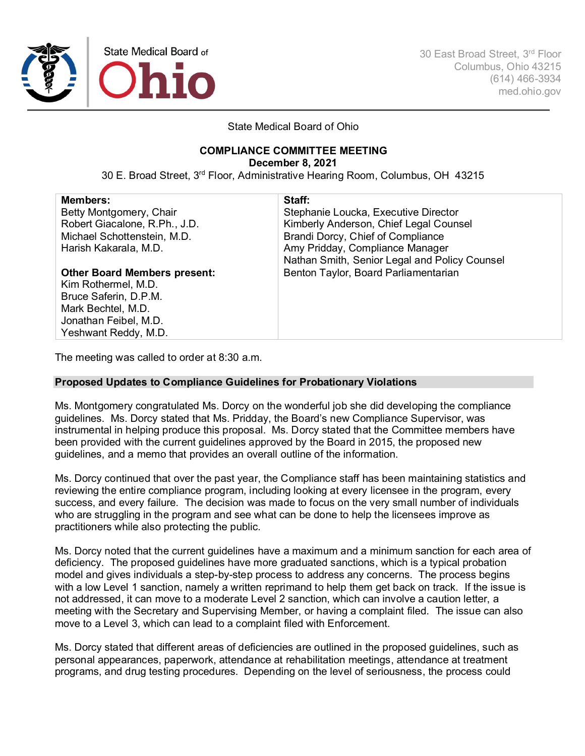State Medical Board of Ohio

30 East Broad Street, 3rd Floor
Columbus, Ohio 43215
(614) 466-3934
med.ohio.gov

State Medical Board of Ohio

**COMPLIANCE COMMITTEE MEETING**
**December 8, 2021**
30 E. Broad Street, 3rd Floor, Administrative Hearing Room, Columbus, OH 43215

| **Members:** | **Staff:** |
|---|---|
| Betty Montgomery, Chair | Stephanie Loucka, Executive Director |
| Robert Giacalone, R.Ph., J.D. | Kimberly Anderson, Chief Legal Counsel |
| Michael Schottenstein, M.D. | Brandi Dorcy, Chief of Compliance |
| Harish Kakarala, M.D. | Amy Pridday, Compliance Manager |
| | Nathan Smith, Senior Legal and Policy Counsel |
| **Other Board Members present:** | Benton Taylor, Board Parliamentarian |
| Kim Rothermel, M.D. | |
| Bruce Saferin, D.P.M. | |
| Mark Bechtel, M.D. | |
| Jonathan Feibel, M.D. | |
| Yeshwant Reddy, M.D. | |

The meeting was called to order at 8:30 a.m.

## Proposed Updates to Compliance Guidelines for Probationary Violations

Ms. Montgomery congratulated Ms. Dorcy on the wonderful job she did developing the compliance guidelines. Ms. Dorcy stated that Ms. Pridday, the Board's new Compliance Supervisor, was instrumental in helping produce this proposal. Ms. Dorcy stated that the Committee members have been provided with the current guidelines approved by the Board in 2015, the proposed new guidelines, and a memo that provides an overall outline of the information.

Ms. Dorcy continued that over the past year, the Compliance staff has been maintaining statistics and reviewing the entire compliance program, including looking at every licensee in the program, every success, and every failure. The decision was made to focus on the very small number of individuals who are struggling in the program and see what can be done to help the licensees improve as practitioners while also protecting the public.

Ms. Dorcy noted that the current guidelines have a maximum and a minimum sanction for each area of deficiency. The proposed guidelines have more graduated sanctions, which is a typical probation model and gives individuals a step-by-step process to address any concerns. The process begins with a low Level 1 sanction, namely a written reprimand to help them get back on track. If the issue is not addressed, it can move to a moderate Level 2 sanction, which can involve a caution letter, a meeting with the Secretary and Supervising Member, or having a complaint filed. The issue can also move to a Level 3, which can lead to a complaint filed with Enforcement.

Ms. Dorcy stated that different areas of deficiencies are outlined in the proposed guidelines, such as personal appearances, paperwork, attendance at rehabilitation meetings, attendance at treatment programs, and drug testing procedures. Depending on the level of seriousness, the process could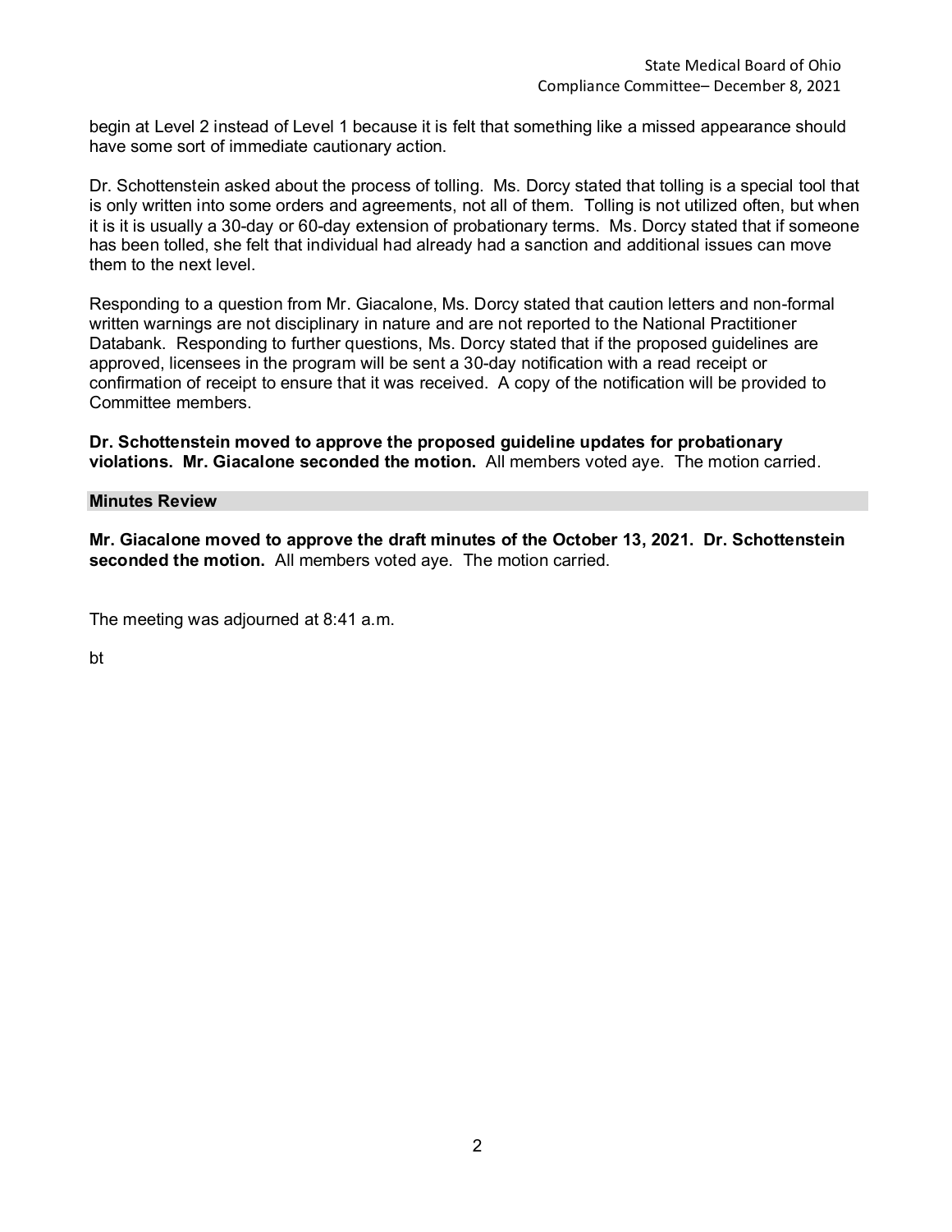begin at Level 2 instead of Level 1 because it is felt that something like a missed appearance should have some sort of immediate cautionary action.

Dr. Schottenstein asked about the process of tolling. Ms. Dorcy stated that tolling is a special tool that is only written into some orders and agreements, not all of them. Tolling is not utilized often, but when it is it is usually a 30-day or 60-day extension of probationary terms. Ms. Dorcy stated that if someone has been tolled, she felt that individual had already had a sanction and additional issues can move them to the next level.

Responding to a question from Mr. Giacalone, Ms. Dorcy stated that caution letters and non-formal written warnings are not disciplinary in nature and are not reported to the National Practitioner Databank. Responding to further questions, Ms. Dorcy stated that if the proposed guidelines are approved, licensees in the program will be sent a 30-day notification with a read receipt or confirmation of receipt to ensure that it was received. A copy of the notification will be provided to Committee members.

**Dr. Schottenstein moved to approve the proposed guideline updates for probationary violations. Mr. Giacalone seconded the motion.** All members voted aye. The motion carried.

## Minutes Review

**Mr. Giacalone moved to approve the draft minutes of the October 13, 2021. Dr. Schottenstein seconded the motion.** All members voted aye. The motion carried.

The meeting was adjourned at 8:41 a.m.

bt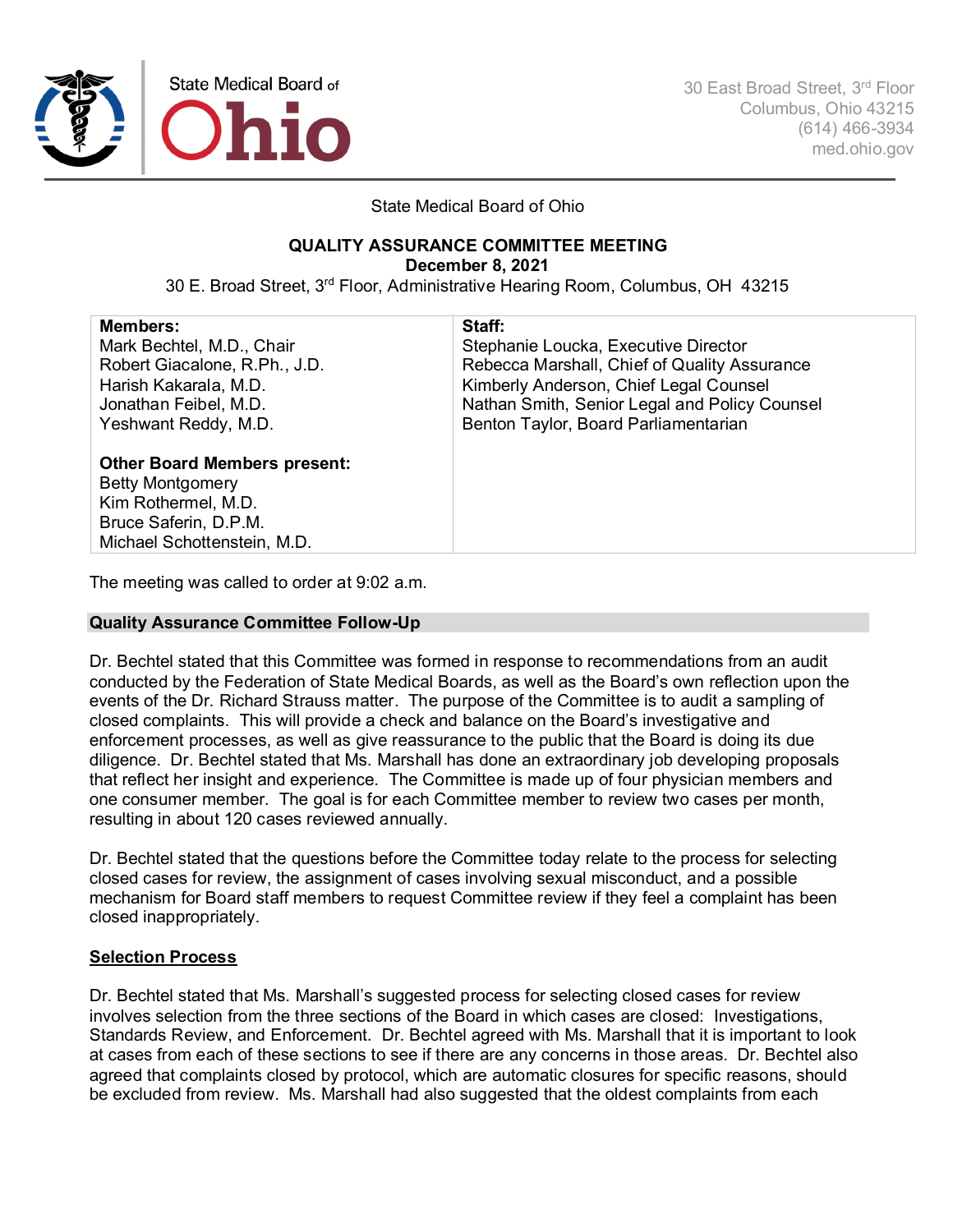State Medical Board of Ohio

30 East Broad Street, 3rd Floor
Columbus, Ohio 43215
(614) 466-3934
med.ohio.gov

State Medical Board of Ohio

**QUALITY ASSURANCE COMMITTEE MEETING**
**December 8, 2021**
30 E. Broad Street, 3rd Floor, Administrative Hearing Room, Columbus, OH 43215

| **Members:** | **Staff:** |
|---|---|
| Mark Bechtel, M.D., Chair | Stephanie Loucka, Executive Director |
| Robert Giacalone, R.Ph., J.D. | Rebecca Marshall, Chief of Quality Assurance |
| Harish Kakarala, M.D. | Kimberly Anderson, Chief Legal Counsel |
| Jonathan Feibel, M.D. | Nathan Smith, Senior Legal and Policy Counsel |
| Yeshwant Reddy, M.D. | Benton Taylor, Board Parliamentarian |
| | |
| **Other Board Members present:** | |
| Betty Montgomery | |
| Kim Rothermel, M.D. | |
| Bruce Saferin, D.P.M. | |
| Michael Schottenstein, M.D. | |

The meeting was called to order at 9:02 a.m.

## Quality Assurance Committee Follow-Up

Dr. Bechtel stated that this Committee was formed in response to recommendations from an audit conducted by the Federation of State Medical Boards, as well as the Board's own reflection upon the events of the Dr. Richard Strauss matter. The purpose of the Committee is to audit a sampling of closed complaints. This will provide a check and balance on the Board's investigative and enforcement processes, as well as give reassurance to the public that the Board is doing its due diligence. Dr. Bechtel stated that Ms. Marshall has done an extraordinary job developing proposals that reflect her insight and experience. The Committee is made up of four physician members and one consumer member. The goal is for each Committee member to review two cases per month, resulting in about 120 cases reviewed annually.

Dr. Bechtel stated that the questions before the Committee today relate to the process for selecting closed cases for review, the assignment of cases involving sexual misconduct, and a possible mechanism for Board staff members to request Committee review if they feel a complaint has been closed inappropriately.

### Selection Process

Dr. Bechtel stated that Ms. Marshall's suggested process for selecting closed cases for review involves selection from the three sections of the Board in which cases are closed: Investigations, Standards Review, and Enforcement. Dr. Bechtel agreed with Ms. Marshall that it is important to look at cases from each of these sections to see if there are any concerns in those areas. Dr. Bechtel also agreed that complaints closed by protocol, which are automatic closures for specific reasons, should be excluded from review. Ms. Marshall had also suggested that the oldest complaints from each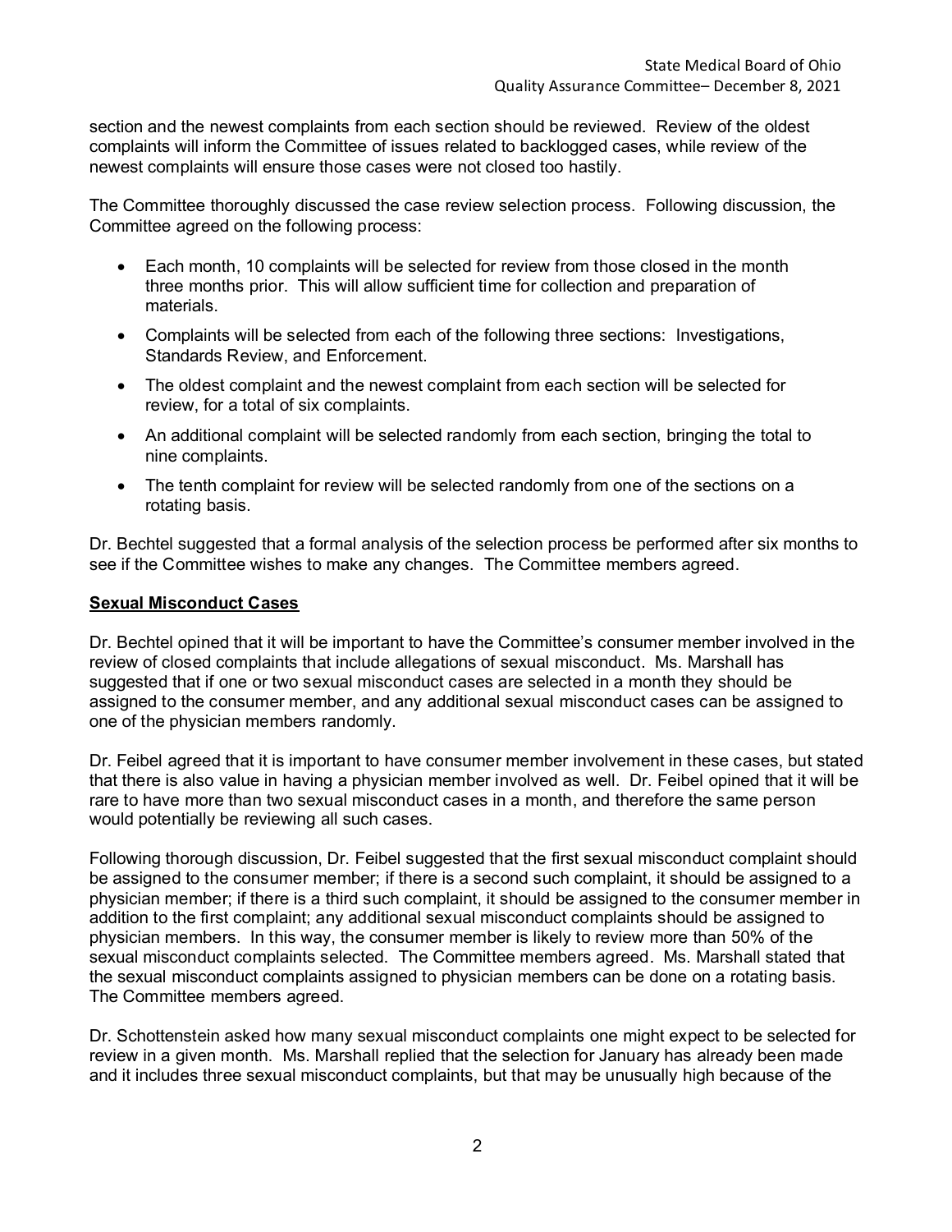section and the newest complaints from each section should be reviewed. Review of the oldest complaints will inform the Committee of issues related to backlogged cases, while review of the newest complaints will ensure those cases were not closed too hastily.

The Committee thoroughly discussed the case review selection process. Following discussion, the Committee agreed on the following process:

- Each month, 10 complaints will be selected for review from those closed in the month three months prior. This will allow sufficient time for collection and preparation of materials.
- Complaints will be selected from each of the following three sections: Investigations, Standards Review, and Enforcement.
- The oldest complaint and the newest complaint from each section will be selected for review, for a total of six complaints.
- An additional complaint will be selected randomly from each section, bringing the total to nine complaints.
- The tenth complaint for review will be selected randomly from one of the sections on a rotating basis.

Dr. Bechtel suggested that a formal analysis of the selection process be performed after six months to see if the Committee wishes to make any changes. The Committee members agreed.

**Sexual Misconduct Cases**

Dr. Bechtel opined that it will be important to have the Committee's consumer member involved in the review of closed complaints that include allegations of sexual misconduct. Ms. Marshall has suggested that if one or two sexual misconduct cases are selected in a month they should be assigned to the consumer member, and any additional sexual misconduct cases can be assigned to one of the physician members randomly.

Dr. Feibel agreed that it is important to have consumer member involvement in these cases, but stated that there is also value in having a physician member involved as well. Dr. Feibel opined that it will be rare to have more than two sexual misconduct cases in a month, and therefore the same person would potentially be reviewing all such cases.

Following thorough discussion, Dr. Feibel suggested that the first sexual misconduct complaint should be assigned to the consumer member; if there is a second such complaint, it should be assigned to a physician member; if there is a third such complaint, it should be assigned to the consumer member in addition to the first complaint; any additional sexual misconduct complaints should be assigned to physician members. In this way, the consumer member is likely to review more than 50% of the sexual misconduct complaints selected. The Committee members agreed. Ms. Marshall stated that the sexual misconduct complaints assigned to physician members can be done on a rotating basis. The Committee members agreed.

Dr. Schottenstein asked how many sexual misconduct complaints one might expect to be selected for review in a given month. Ms. Marshall replied that the selection for January has already been made and it includes three sexual misconduct complaints, but that may be unusually high because of the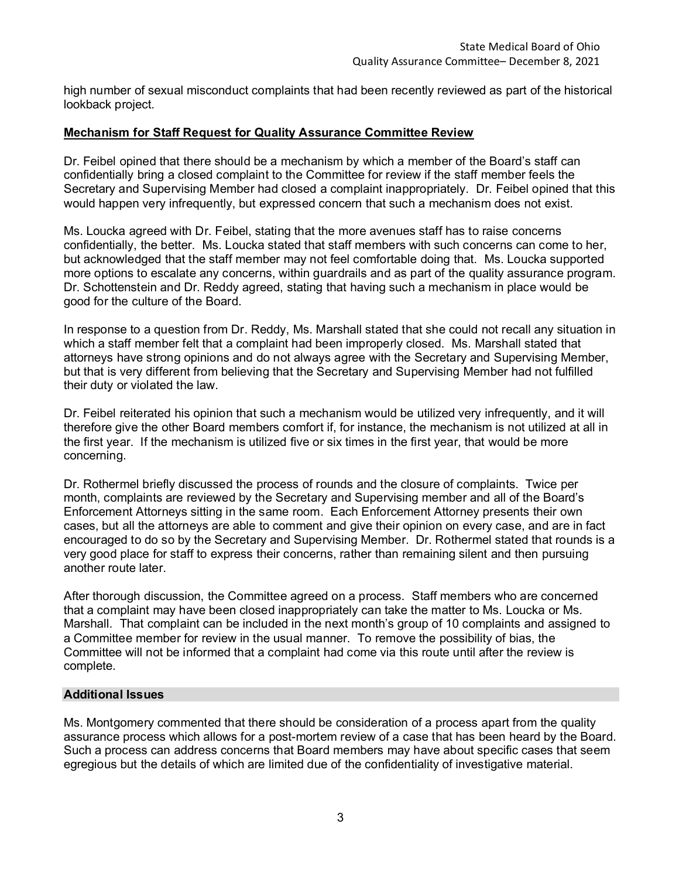high number of sexual misconduct complaints that had been recently reviewed as part of the historical lookback project.

**Mechanism for Staff Request for Quality Assurance Committee Review**

Dr. Feibel opined that there should be a mechanism by which a member of the Board's staff can confidentially bring a closed complaint to the Committee for review if the staff member feels the Secretary and Supervising Member had closed a complaint inappropriately. Dr. Feibel opined that this would happen very infrequently, but expressed concern that such a mechanism does not exist.

Ms. Loucka agreed with Dr. Feibel, stating that the more avenues staff has to raise concerns confidentially, the better. Ms. Loucka stated that staff members with such concerns can come to her, but acknowledged that the staff member may not feel comfortable doing that. Ms. Loucka supported more options to escalate any concerns, within guardrails and as part of the quality assurance program. Dr. Schottenstein and Dr. Reddy agreed, stating that having such a mechanism in place would be good for the culture of the Board.

In response to a question from Dr. Reddy, Ms. Marshall stated that she could not recall any situation in which a staff member felt that a complaint had been improperly closed. Ms. Marshall stated that attorneys have strong opinions and do not always agree with the Secretary and Supervising Member, but that is very different from believing that the Secretary and Supervising Member had not fulfilled their duty or violated the law.

Dr. Feibel reiterated his opinion that such a mechanism would be utilized very infrequently, and it will therefore give the other Board members comfort if, for instance, the mechanism is not utilized at all in the first year. If the mechanism is utilized five or six times in the first year, that would be more concerning.

Dr. Rothermel briefly discussed the process of rounds and the closure of complaints. Twice per month, complaints are reviewed by the Secretary and Supervising member and all of the Board's Enforcement Attorneys sitting in the same room. Each Enforcement Attorney presents their own cases, but all the attorneys are able to comment and give their opinion on every case, and are in fact encouraged to do so by the Secretary and Supervising Member. Dr. Rothermel stated that rounds is a very good place for staff to express their concerns, rather than remaining silent and then pursuing another route later.

After thorough discussion, the Committee agreed on a process. Staff members who are concerned that a complaint may have been closed inappropriately can take the matter to Ms. Loucka or Ms. Marshall. That complaint can be included in the next month's group of 10 complaints and assigned to a Committee member for review in the usual manner. To remove the possibility of bias, the Committee will not be informed that a complaint had come via this route until after the review is complete.

**Additional Issues**

Ms. Montgomery commented that there should be consideration of a process apart from the quality assurance process which allows for a post-mortem review of a case that has been heard by the Board. Such a process can address concerns that Board members may have about specific cases that seem egregious but the details of which are limited due of the confidentiality of investigative material.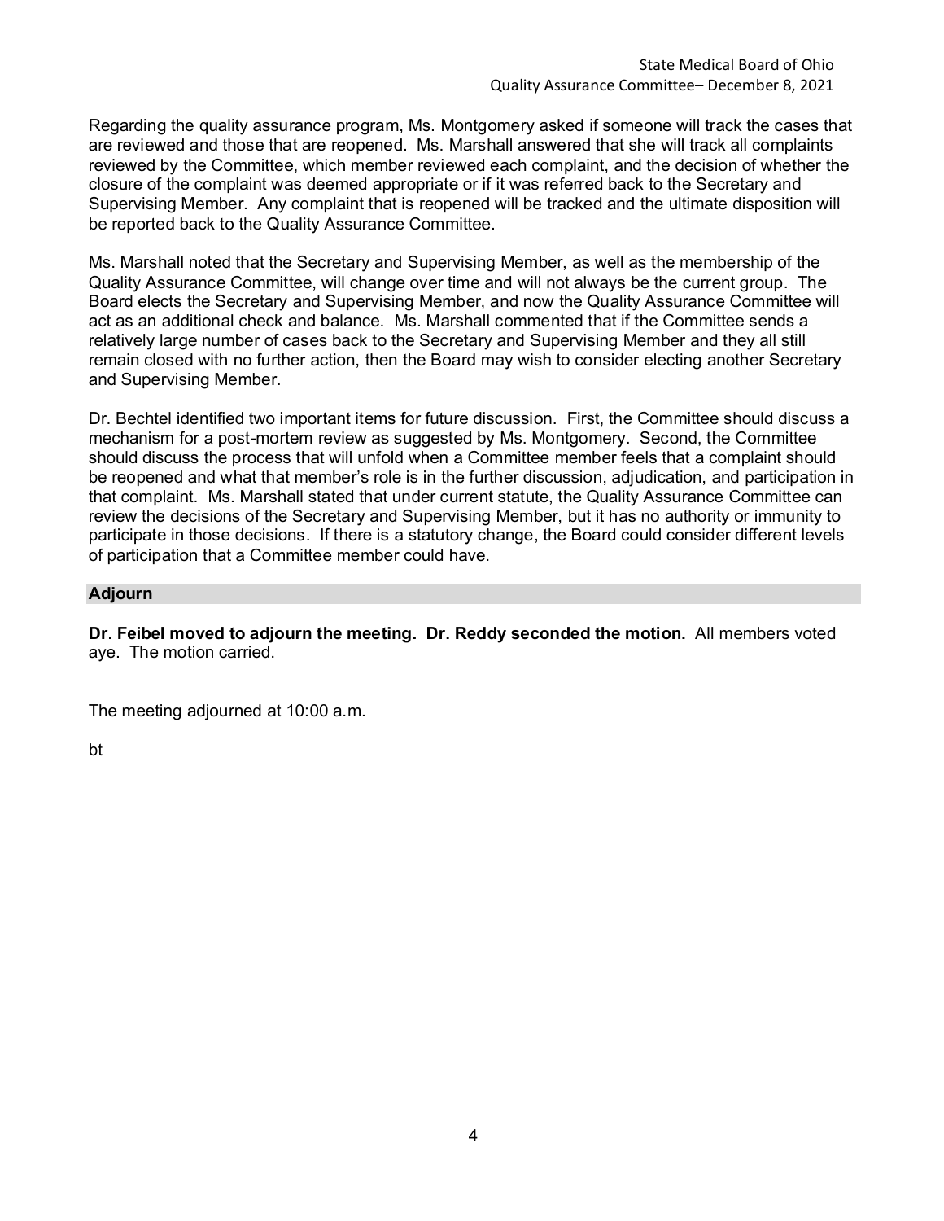Regarding the quality assurance program, Ms. Montgomery asked if someone will track the cases that are reviewed and those that are reopened. Ms. Marshall answered that she will track all complaints reviewed by the Committee, which member reviewed each complaint, and the decision of whether the closure of the complaint was deemed appropriate or if it was referred back to the Secretary and Supervising Member. Any complaint that is reopened will be tracked and the ultimate disposition will be reported back to the Quality Assurance Committee.

Ms. Marshall noted that the Secretary and Supervising Member, as well as the membership of the Quality Assurance Committee, will change over time and will not always be the current group. The Board elects the Secretary and Supervising Member, and now the Quality Assurance Committee will act as an additional check and balance. Ms. Marshall commented that if the Committee sends a relatively large number of cases back to the Secretary and Supervising Member and they all still remain closed with no further action, then the Board may wish to consider electing another Secretary and Supervising Member.

Dr. Bechtel identified two important items for future discussion. First, the Committee should discuss a mechanism for a post-mortem review as suggested by Ms. Montgomery. Second, the Committee should discuss the process that will unfold when a Committee member feels that a complaint should be reopened and what that member's role is in the further discussion, adjudication, and participation in that complaint. Ms. Marshall stated that under current statute, the Quality Assurance Committee can review the decisions of the Secretary and Supervising Member, but it has no authority or immunity to participate in those decisions. If there is a statutory change, the Board could consider different levels of participation that a Committee member could have.

## Adjourn

**Dr. Feibel moved to adjourn the meeting. Dr. Reddy seconded the motion.** All members voted aye. The motion carried.

The meeting adjourned at 10:00 a.m.

bt